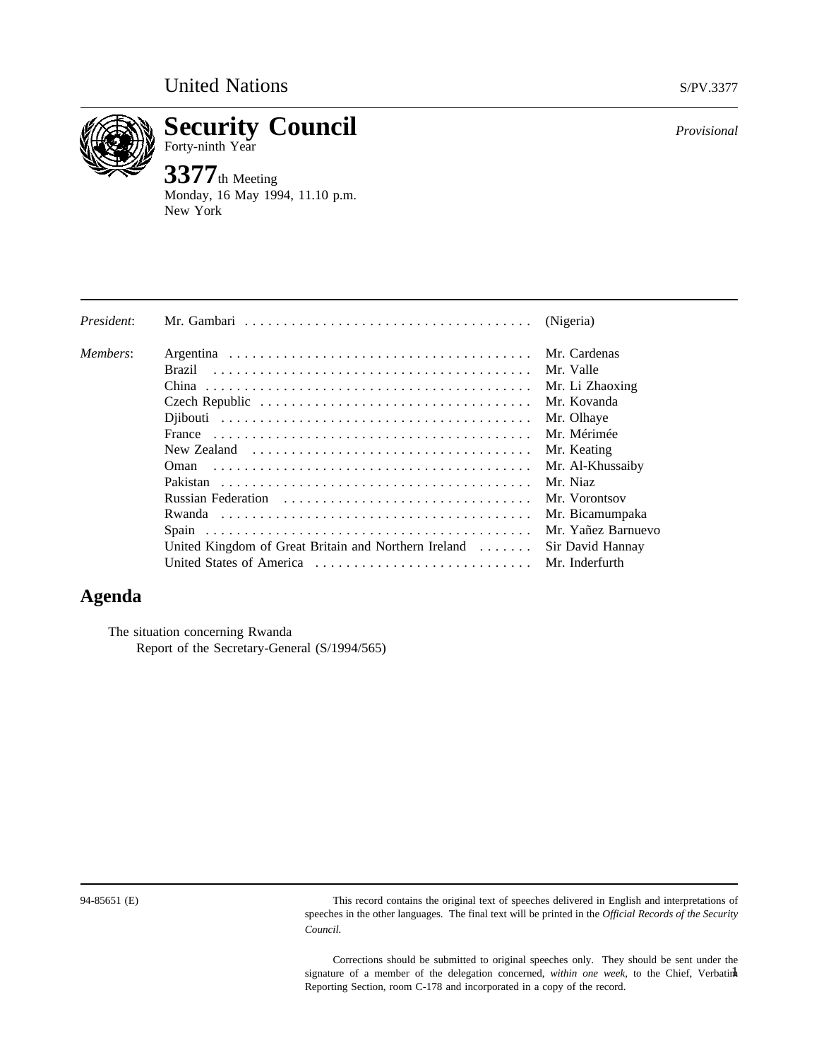United Nations S/PV.3377

# Security Council

Forty-ninth Year

*Provisional*

**3377**th Meeting

Monday, 16 May 1994, 11.10 p.m.

New York

| | | |
|---|---|---|
| *President*: | Mr. Gambari | (Nigeria) |
| *Members*: | Argentina | Mr. Cardenas |
| | Brazil | Mr. Valle |
| | China | Mr. Li Zhaoxing |
| | Czech Republic | Mr. Kovanda |
| | Djibouti | Mr. Olhaye |
| | France | Mr. Mérimée |
| | New Zealand | Mr. Keating |
| | Oman | Mr. Al-Khussaiby |
| | Pakistan | Mr. Niaz |
| | Russian Federation | Mr. Vorontsov |
| | Rwanda | Mr. Bicamumpaka |
| | Spain | Mr. Yañez Barnuevo |
| | United Kingdom of Great Britain and Northern Ireland | Sir David Hannay |
| | United States of America | Mr. Inderfurth |

## Agenda

The situation concerning Rwanda

Report of the Secretary-General (S/1994/565)

94-85651 (E)

This record contains the original text of speeches delivered in English and interpretations of speeches in the other languages. The final text will be printed in the *Official Records of the Security Council.*

Corrections should be submitted to original speeches only. They should be sent under the signature of a member of the delegation concerned, *within one week*, to the Chief, Verbatim Reporting Section, room C-178 and incorporated in a copy of the record.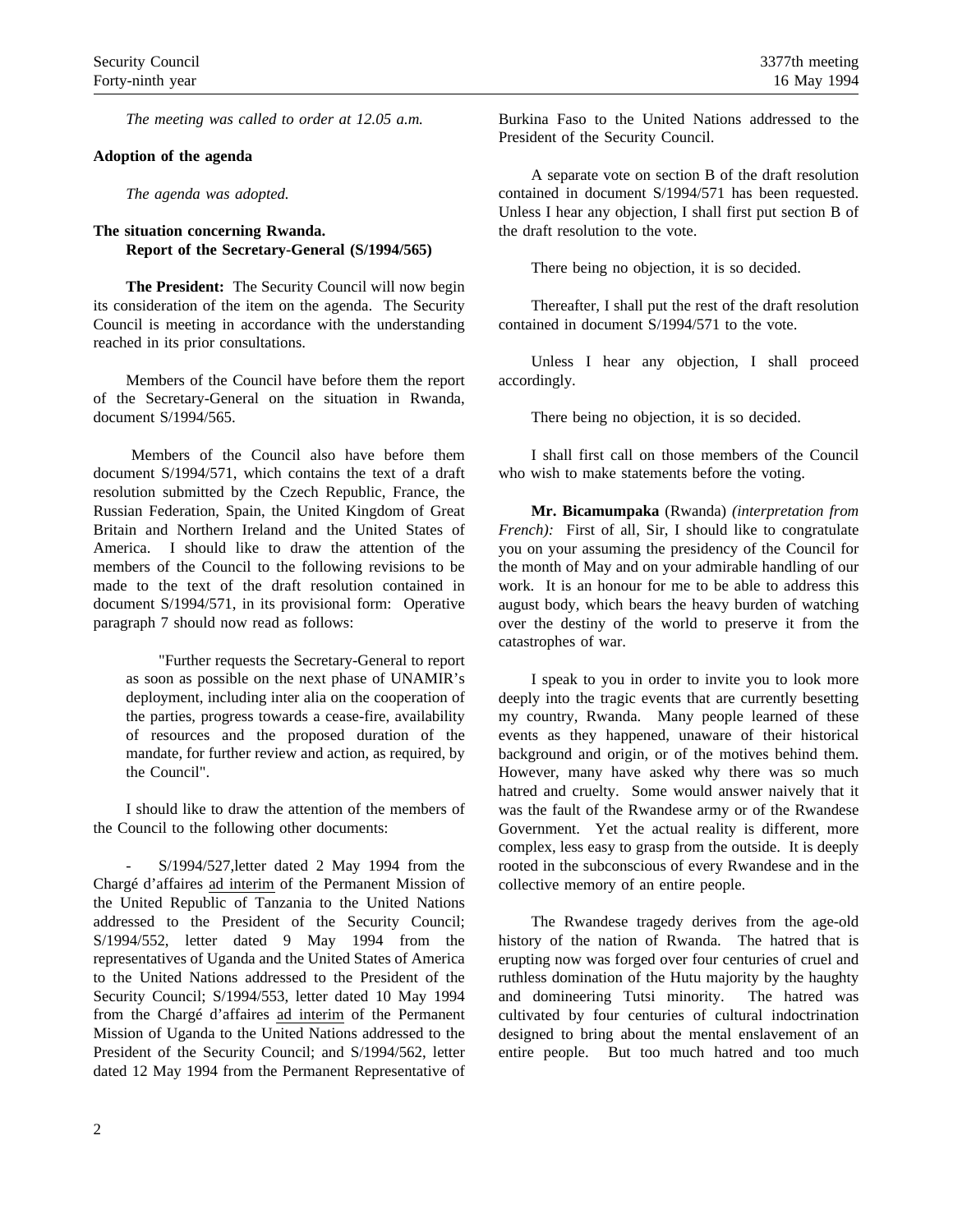*The meeting was called to order at 12.05 a.m.*

**Adoption of the agenda**

*The agenda was adopted.*

**The situation concerning Rwanda.**
**Report of the Secretary-General (S/1994/565)**

**The President:** The Security Council will now begin its consideration of the item on the agenda. The Security Council is meeting in accordance with the understanding reached in its prior consultations.

Members of the Council have before them the report of the Secretary-General on the situation in Rwanda, document S/1994/565.

Members of the Council also have before them document S/1994/571, which contains the text of a draft resolution submitted by the Czech Republic, France, the Russian Federation, Spain, the United Kingdom of Great Britain and Northern Ireland and the United States of America. I should like to draw the attention of the members of the Council to the following revisions to be made to the text of the draft resolution contained in document S/1994/571, in its provisional form: Operative paragraph 7 should now read as follows:

> "Further requests the Secretary-General to report as soon as possible on the next phase of UNAMIR's deployment, including inter alia on the cooperation of the parties, progress towards a cease-fire, availability of resources and the proposed duration of the mandate, for further review and action, as required, by the Council".

I should like to draw the attention of the members of the Council to the following other documents:

- S/1994/527,letter dated 2 May 1994 from the Chargé d'affaires ad interim of the Permanent Mission of the United Republic of Tanzania to the United Nations addressed to the President of the Security Council; S/1994/552, letter dated 9 May 1994 from the representatives of Uganda and the United States of America to the United Nations addressed to the President of the Security Council; S/1994/553, letter dated 10 May 1994 from the Chargé d'affaires ad interim of the Permanent Mission of Uganda to the United Nations addressed to the President of the Security Council; and S/1994/562, letter dated 12 May 1994 from the Permanent Representative of Burkina Faso to the United Nations addressed to the President of the Security Council.

A separate vote on section B of the draft resolution contained in document S/1994/571 has been requested. Unless I hear any objection, I shall first put section B of the draft resolution to the vote.

There being no objection, it is so decided.

Thereafter, I shall put the rest of the draft resolution contained in document S/1994/571 to the vote.

Unless I hear any objection, I shall proceed accordingly.

There being no objection, it is so decided.

I shall first call on those members of the Council who wish to make statements before the voting.

**Mr. Bicamumpaka** (Rwanda) *(interpretation from French):* First of all, Sir, I should like to congratulate you on your assuming the presidency of the Council for the month of May and on your admirable handling of our work. It is an honour for me to be able to address this august body, which bears the heavy burden of watching over the destiny of the world to preserve it from the catastrophes of war.

I speak to you in order to invite you to look more deeply into the tragic events that are currently besetting my country, Rwanda. Many people learned of these events as they happened, unaware of their historical background and origin, or of the motives behind them. However, many have asked why there was so much hatred and cruelty. Some would answer naively that it was the fault of the Rwandese army or of the Rwandese Government. Yet the actual reality is different, more complex, less easy to grasp from the outside. It is deeply rooted in the subconscious of every Rwandese and in the collective memory of an entire people.

The Rwandese tragedy derives from the age-old history of the nation of Rwanda. The hatred that is erupting now was forged over four centuries of cruel and ruthless domination of the Hutu majority by the haughty and domineering Tutsi minority. The hatred was cultivated by four centuries of cultural indoctrination designed to bring about the mental enslavement of an entire people. But too much hatred and too much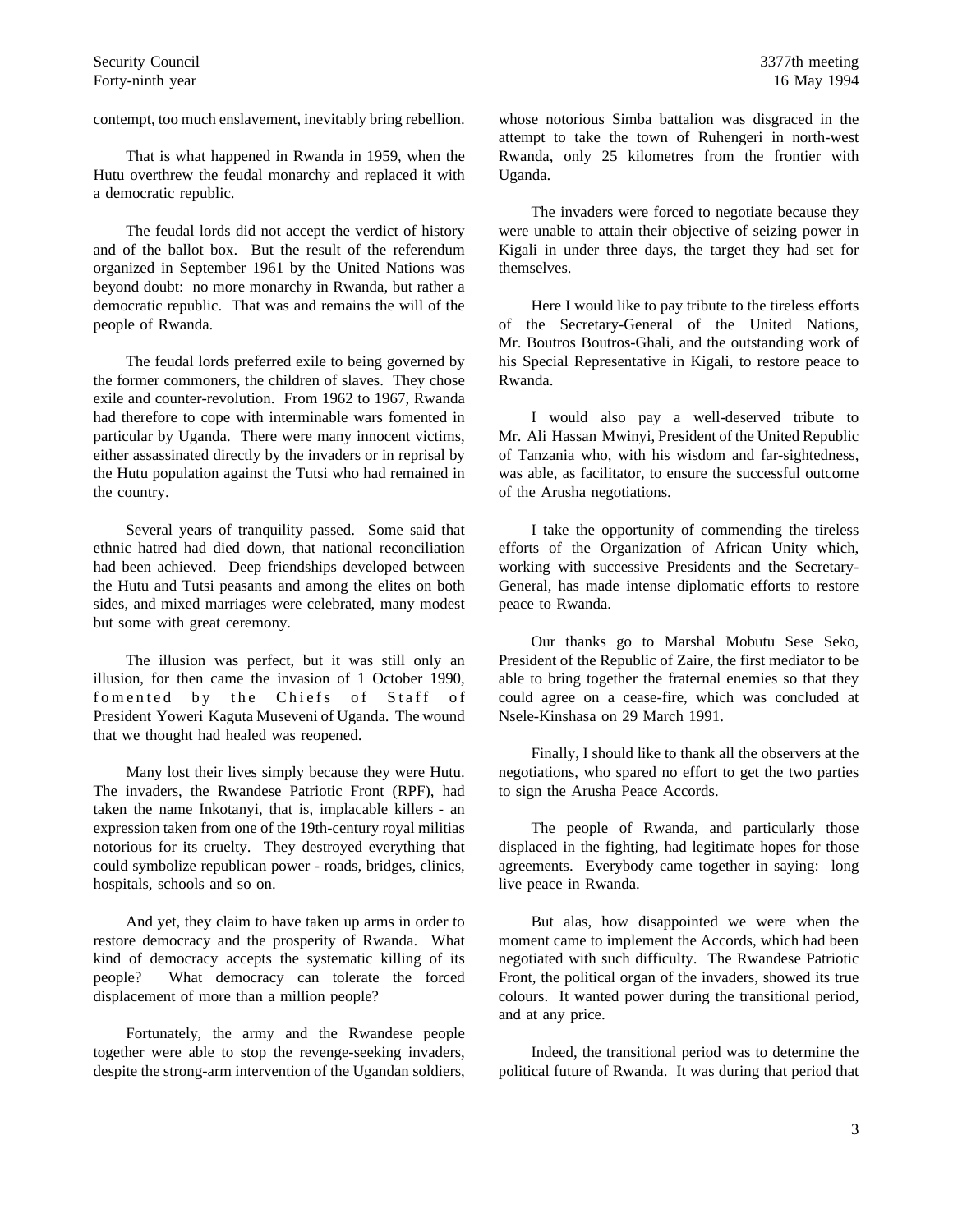contempt, too much enslavement, inevitably bring rebellion.

That is what happened in Rwanda in 1959, when the Hutu overthrew the feudal monarchy and replaced it with a democratic republic.

The feudal lords did not accept the verdict of history and of the ballot box. But the result of the referendum organized in September 1961 by the United Nations was beyond doubt: no more monarchy in Rwanda, but rather a democratic republic. That was and remains the will of the people of Rwanda.

The feudal lords preferred exile to being governed by the former commoners, the children of slaves. They chose exile and counter-revolution. From 1962 to 1967, Rwanda had therefore to cope with interminable wars fomented in particular by Uganda. There were many innocent victims, either assassinated directly by the invaders or in reprisal by the Hutu population against the Tutsi who had remained in the country.

Several years of tranquility passed. Some said that ethnic hatred had died down, that national reconciliation had been achieved. Deep friendships developed between the Hutu and Tutsi peasants and among the elites on both sides, and mixed marriages were celebrated, many modest but some with great ceremony.

The illusion was perfect, but it was still only an illusion, for then came the invasion of 1 October 1990, fomented by the Chiefs of Staff of President Yoweri Kaguta Museveni of Uganda. The wound that we thought had healed was reopened.

Many lost their lives simply because they were Hutu. The invaders, the Rwandese Patriotic Front (RPF), had taken the name Inkotanyi, that is, implacable killers - an expression taken from one of the 19th-century royal militias notorious for its cruelty. They destroyed everything that could symbolize republican power - roads, bridges, clinics, hospitals, schools and so on.

And yet, they claim to have taken up arms in order to restore democracy and the prosperity of Rwanda. What kind of democracy accepts the systematic killing of its people? What democracy can tolerate the forced displacement of more than a million people?

Fortunately, the army and the Rwandese people together were able to stop the revenge-seeking invaders, despite the strong-arm intervention of the Ugandan soldiers, whose notorious Simba battalion was disgraced in the attempt to take the town of Ruhengeri in north-west Rwanda, only 25 kilometres from the frontier with Uganda.

The invaders were forced to negotiate because they were unable to attain their objective of seizing power in Kigali in under three days, the target they had set for themselves.

Here I would like to pay tribute to the tireless efforts of the Secretary-General of the United Nations, Mr. Boutros Boutros-Ghali, and the outstanding work of his Special Representative in Kigali, to restore peace to Rwanda.

I would also pay a well-deserved tribute to Mr. Ali Hassan Mwinyi, President of the United Republic of Tanzania who, with his wisdom and far-sightedness, was able, as facilitator, to ensure the successful outcome of the Arusha negotiations.

I take the opportunity of commending the tireless efforts of the Organization of African Unity which, working with successive Presidents and the Secretary-General, has made intense diplomatic efforts to restore peace to Rwanda.

Our thanks go to Marshal Mobutu Sese Seko, President of the Republic of Zaire, the first mediator to be able to bring together the fraternal enemies so that they could agree on a cease-fire, which was concluded at Nsele-Kinshasa on 29 March 1991.

Finally, I should like to thank all the observers at the negotiations, who spared no effort to get the two parties to sign the Arusha Peace Accords.

The people of Rwanda, and particularly those displaced in the fighting, had legitimate hopes for those agreements. Everybody came together in saying: long live peace in Rwanda.

But alas, how disappointed we were when the moment came to implement the Accords, which had been negotiated with such difficulty. The Rwandese Patriotic Front, the political organ of the invaders, showed its true colours. It wanted power during the transitional period, and at any price.

Indeed, the transitional period was to determine the political future of Rwanda. It was during that period that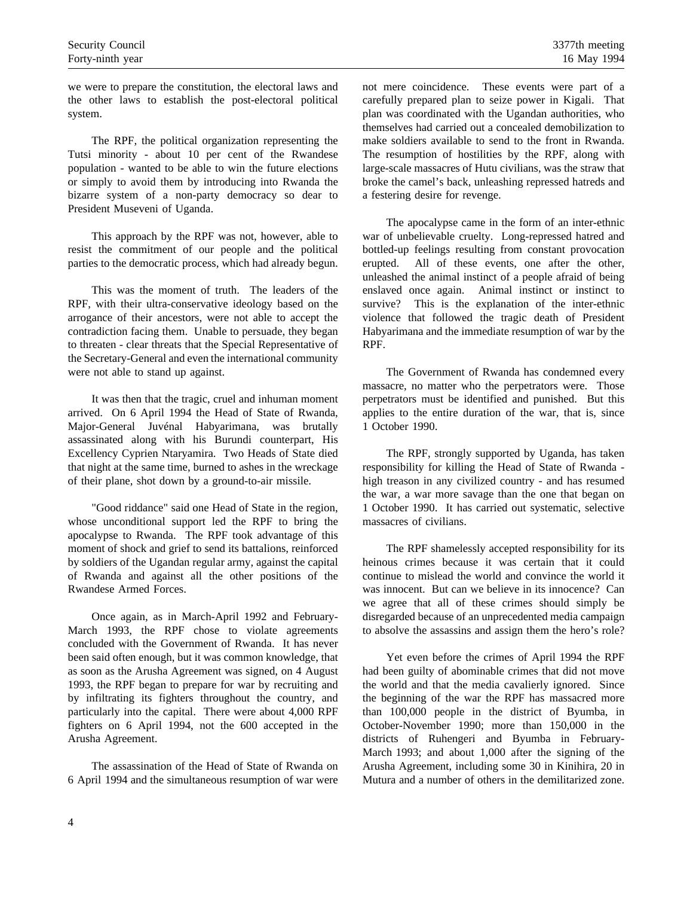we were to prepare the constitution, the electoral laws and the other laws to establish the post-electoral political system.

The RPF, the political organization representing the Tutsi minority - about 10 per cent of the Rwandese population - wanted to be able to win the future elections or simply to avoid them by introducing into Rwanda the bizarre system of a non-party democracy so dear to President Museveni of Uganda.

This approach by the RPF was not, however, able to resist the commitment of our people and the political parties to the democratic process, which had already begun.

This was the moment of truth. The leaders of the RPF, with their ultra-conservative ideology based on the arrogance of their ancestors, were not able to accept the contradiction facing them. Unable to persuade, they began to threaten - clear threats that the Special Representative of the Secretary-General and even the international community were not able to stand up against.

It was then that the tragic, cruel and inhuman moment arrived. On 6 April 1994 the Head of State of Rwanda, Major-General Juvénal Habyarimana, was brutally assassinated along with his Burundi counterpart, His Excellency Cyprien Ntaryamira. Two Heads of State died that night at the same time, burned to ashes in the wreckage of their plane, shot down by a ground-to-air missile.

"Good riddance" said one Head of State in the region, whose unconditional support led the RPF to bring the apocalypse to Rwanda. The RPF took advantage of this moment of shock and grief to send its battalions, reinforced by soldiers of the Ugandan regular army, against the capital of Rwanda and against all the other positions of the Rwandese Armed Forces.

Once again, as in March-April 1992 and February-March 1993, the RPF chose to violate agreements concluded with the Government of Rwanda. It has never been said often enough, but it was common knowledge, that as soon as the Arusha Agreement was signed, on 4 August 1993, the RPF began to prepare for war by recruiting and by infiltrating its fighters throughout the country, and particularly into the capital. There were about 4,000 RPF fighters on 6 April 1994, not the 600 accepted in the Arusha Agreement.

The assassination of the Head of State of Rwanda on 6 April 1994 and the simultaneous resumption of war were not mere coincidence. These events were part of a carefully prepared plan to seize power in Kigali. That plan was coordinated with the Ugandan authorities, who themselves had carried out a concealed demobilization to make soldiers available to send to the front in Rwanda. The resumption of hostilities by the RPF, along with large-scale massacres of Hutu civilians, was the straw that broke the camel's back, unleashing repressed hatreds and a festering desire for revenge.

The apocalypse came in the form of an inter-ethnic war of unbelievable cruelty. Long-repressed hatred and bottled-up feelings resulting from constant provocation erupted. All of these events, one after the other, unleashed the animal instinct of a people afraid of being enslaved once again. Animal instinct or instinct to survive? This is the explanation of the inter-ethnic violence that followed the tragic death of President Habyarimana and the immediate resumption of war by the RPF.

The Government of Rwanda has condemned every massacre, no matter who the perpetrators were. Those perpetrators must be identified and punished. But this applies to the entire duration of the war, that is, since 1 October 1990.

The RPF, strongly supported by Uganda, has taken responsibility for killing the Head of State of Rwanda - high treason in any civilized country - and has resumed the war, a war more savage than the one that began on 1 October 1990. It has carried out systematic, selective massacres of civilians.

The RPF shamelessly accepted responsibility for its heinous crimes because it was certain that it could continue to mislead the world and convince the world it was innocent. But can we believe in its innocence? Can we agree that all of these crimes should simply be disregarded because of an unprecedented media campaign to absolve the assassins and assign them the hero's role?

Yet even before the crimes of April 1994 the RPF had been guilty of abominable crimes that did not move the world and that the media cavalierly ignored. Since the beginning of the war the RPF has massacred more than 100,000 people in the district of Byumba, in October-November 1990; more than 150,000 in the districts of Ruhengeri and Byumba in February-March 1993; and about 1,000 after the signing of the Arusha Agreement, including some 30 in Kinihira, 20 in Mutura and a number of others in the demilitarized zone.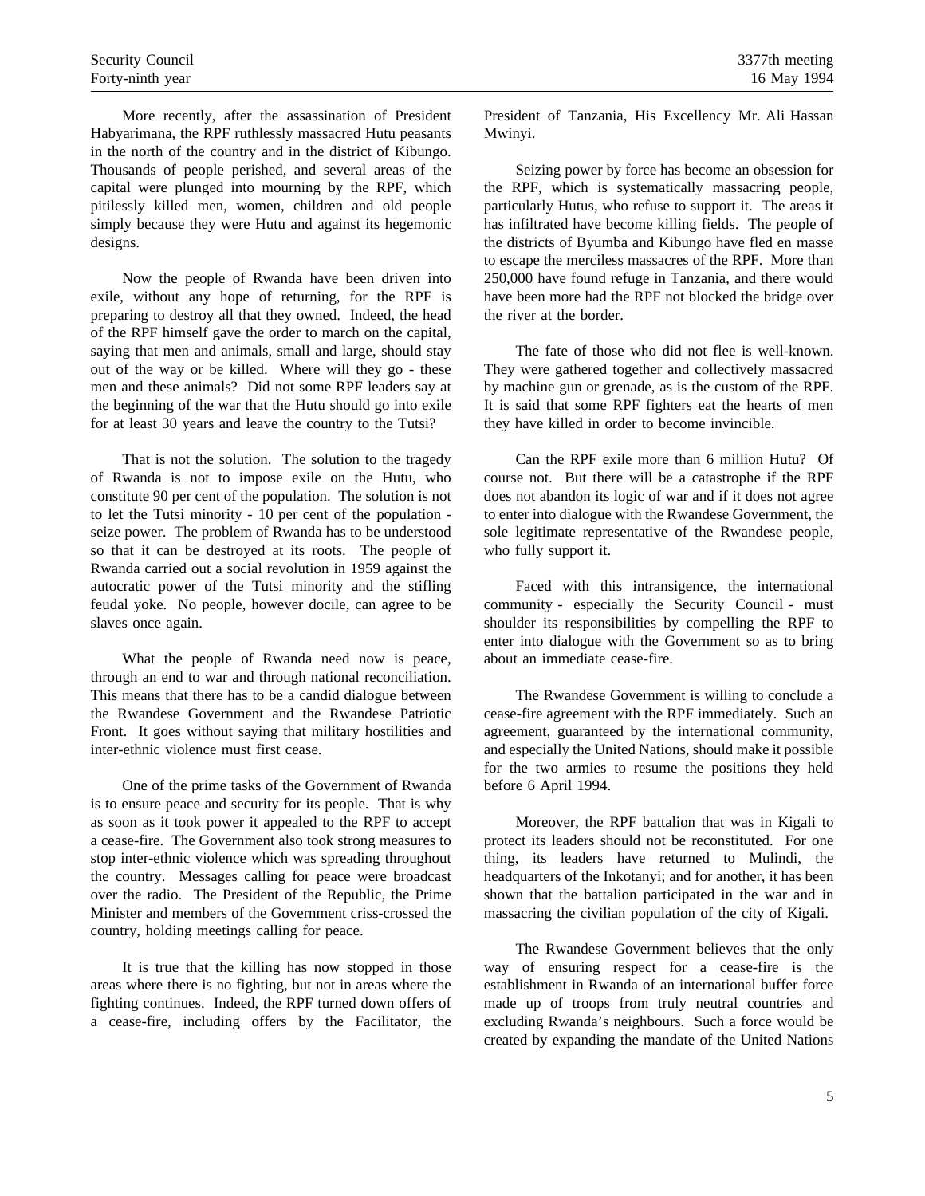More recently, after the assassination of President Habyarimana, the RPF ruthlessly massacred Hutu peasants in the north of the country and in the district of Kibungo. Thousands of people perished, and several areas of the capital were plunged into mourning by the RPF, which pitilessly killed men, women, children and old people simply because they were Hutu and against its hegemonic designs.

Now the people of Rwanda have been driven into exile, without any hope of returning, for the RPF is preparing to destroy all that they owned. Indeed, the head of the RPF himself gave the order to march on the capital, saying that men and animals, small and large, should stay out of the way or be killed. Where will they go - these men and these animals? Did not some RPF leaders say at the beginning of the war that the Hutu should go into exile for at least 30 years and leave the country to the Tutsi?

That is not the solution. The solution to the tragedy of Rwanda is not to impose exile on the Hutu, who constitute 90 per cent of the population. The solution is not to let the Tutsi minority - 10 per cent of the population - seize power. The problem of Rwanda has to be understood so that it can be destroyed at its roots. The people of Rwanda carried out a social revolution in 1959 against the autocratic power of the Tutsi minority and the stifling feudal yoke. No people, however docile, can agree to be slaves once again.

What the people of Rwanda need now is peace, through an end to war and through national reconciliation. This means that there has to be a candid dialogue between the Rwandese Government and the Rwandese Patriotic Front. It goes without saying that military hostilities and inter-ethnic violence must first cease.

One of the prime tasks of the Government of Rwanda is to ensure peace and security for its people. That is why as soon as it took power it appealed to the RPF to accept a cease-fire. The Government also took strong measures to stop inter-ethnic violence which was spreading throughout the country. Messages calling for peace were broadcast over the radio. The President of the Republic, the Prime Minister and members of the Government criss-crossed the country, holding meetings calling for peace.

It is true that the killing has now stopped in those areas where there is no fighting, but not in areas where the fighting continues. Indeed, the RPF turned down offers of a cease-fire, including offers by the Facilitator, the President of Tanzania, His Excellency Mr. Ali Hassan Mwinyi.

Seizing power by force has become an obsession for the RPF, which is systematically massacring people, particularly Hutus, who refuse to support it. The areas it has infiltrated have become killing fields. The people of the districts of Byumba and Kibungo have fled en masse to escape the merciless massacres of the RPF. More than 250,000 have found refuge in Tanzania, and there would have been more had the RPF not blocked the bridge over the river at the border.

The fate of those who did not flee is well-known. They were gathered together and collectively massacred by machine gun or grenade, as is the custom of the RPF. It is said that some RPF fighters eat the hearts of men they have killed in order to become invincible.

Can the RPF exile more than 6 million Hutu? Of course not. But there will be a catastrophe if the RPF does not abandon its logic of war and if it does not agree to enter into dialogue with the Rwandese Government, the sole legitimate representative of the Rwandese people, who fully support it.

Faced with this intransigence, the international community - especially the Security Council - must shoulder its responsibilities by compelling the RPF to enter into dialogue with the Government so as to bring about an immediate cease-fire.

The Rwandese Government is willing to conclude a cease-fire agreement with the RPF immediately. Such an agreement, guaranteed by the international community, and especially the United Nations, should make it possible for the two armies to resume the positions they held before 6 April 1994.

Moreover, the RPF battalion that was in Kigali to protect its leaders should not be reconstituted. For one thing, its leaders have returned to Mulindi, the headquarters of the Inkotanyi; and for another, it has been shown that the battalion participated in the war and in massacring the civilian population of the city of Kigali.

The Rwandese Government believes that the only way of ensuring respect for a cease-fire is the establishment in Rwanda of an international buffer force made up of troops from truly neutral countries and excluding Rwanda's neighbours. Such a force would be created by expanding the mandate of the United Nations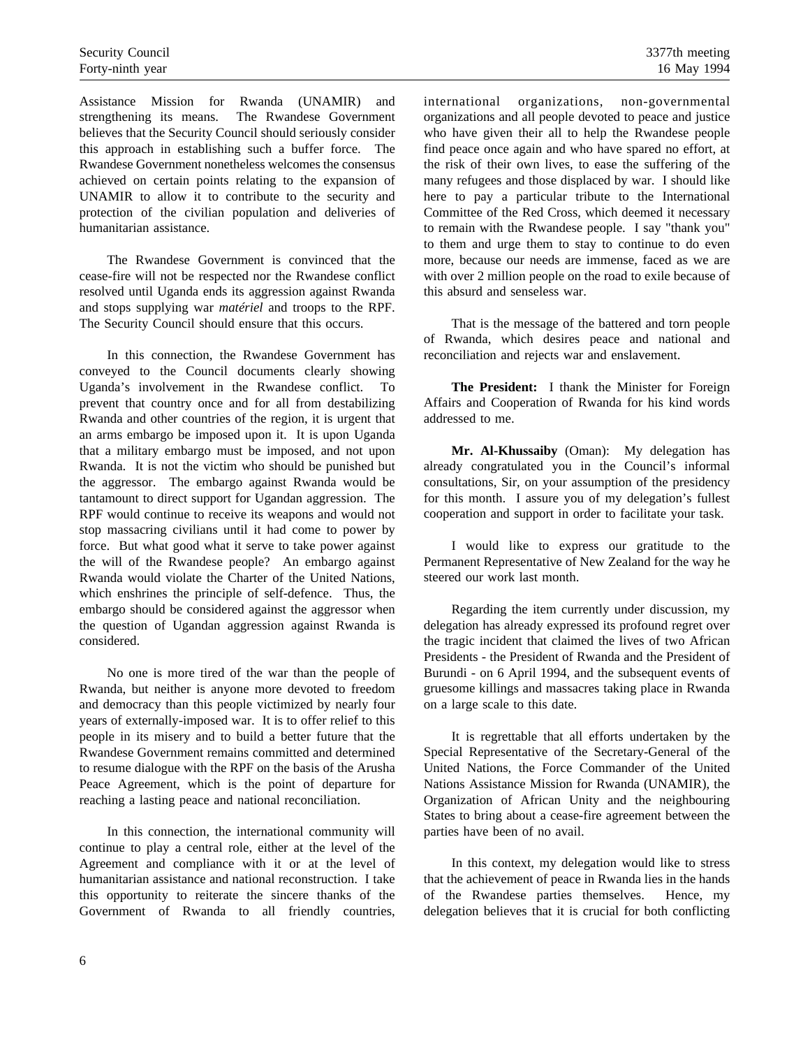Assistance Mission for Rwanda (UNAMIR) and strengthening its means. The Rwandese Government believes that the Security Council should seriously consider this approach in establishing such a buffer force. The Rwandese Government nonetheless welcomes the consensus achieved on certain points relating to the expansion of UNAMIR to allow it to contribute to the security and protection of the civilian population and deliveries of humanitarian assistance.

The Rwandese Government is convinced that the cease-fire will not be respected nor the Rwandese conflict resolved until Uganda ends its aggression against Rwanda and stops supplying war *matériel* and troops to the RPF. The Security Council should ensure that this occurs.

In this connection, the Rwandese Government has conveyed to the Council documents clearly showing Uganda's involvement in the Rwandese conflict. To prevent that country once and for all from destabilizing Rwanda and other countries of the region, it is urgent that an arms embargo be imposed upon it. It is upon Uganda that a military embargo must be imposed, and not upon Rwanda. It is not the victim who should be punished but the aggressor. The embargo against Rwanda would be tantamount to direct support for Ugandan aggression. The RPF would continue to receive its weapons and would not stop massacring civilians until it had come to power by force. But what good what it serve to take power against the will of the Rwandese people? An embargo against Rwanda would violate the Charter of the United Nations, which enshrines the principle of self-defence. Thus, the embargo should be considered against the aggressor when the question of Ugandan aggression against Rwanda is considered.

No one is more tired of the war than the people of Rwanda, but neither is anyone more devoted to freedom and democracy than this people victimized by nearly four years of externally-imposed war. It is to offer relief to this people in its misery and to build a better future that the Rwandese Government remains committed and determined to resume dialogue with the RPF on the basis of the Arusha Peace Agreement, which is the point of departure for reaching a lasting peace and national reconciliation.

In this connection, the international community will continue to play a central role, either at the level of the Agreement and compliance with it or at the level of humanitarian assistance and national reconstruction. I take this opportunity to reiterate the sincere thanks of the Government of Rwanda to all friendly countries, international organizations, non-governmental organizations and all people devoted to peace and justice who have given their all to help the Rwandese people find peace once again and who have spared no effort, at the risk of their own lives, to ease the suffering of the many refugees and those displaced by war. I should like here to pay a particular tribute to the International Committee of the Red Cross, which deemed it necessary to remain with the Rwandese people. I say "thank you" to them and urge them to stay to continue to do even more, because our needs are immense, faced as we are with over 2 million people on the road to exile because of this absurd and senseless war.

That is the message of the battered and torn people of Rwanda, which desires peace and national and reconciliation and rejects war and enslavement.

**The President:** I thank the Minister for Foreign Affairs and Cooperation of Rwanda for his kind words addressed to me.

**Mr. Al-Khussaiby** (Oman): My delegation has already congratulated you in the Council's informal consultations, Sir, on your assumption of the presidency for this month. I assure you of my delegation's fullest cooperation and support in order to facilitate your task.

I would like to express our gratitude to the Permanent Representative of New Zealand for the way he steered our work last month.

Regarding the item currently under discussion, my delegation has already expressed its profound regret over the tragic incident that claimed the lives of two African Presidents - the President of Rwanda and the President of Burundi - on 6 April 1994, and the subsequent events of gruesome killings and massacres taking place in Rwanda on a large scale to this date.

It is regrettable that all efforts undertaken by the Special Representative of the Secretary-General of the United Nations, the Force Commander of the United Nations Assistance Mission for Rwanda (UNAMIR), the Organization of African Unity and the neighbouring States to bring about a cease-fire agreement between the parties have been of no avail.

In this context, my delegation would like to stress that the achievement of peace in Rwanda lies in the hands of the Rwandese parties themselves. Hence, my delegation believes that it is crucial for both conflicting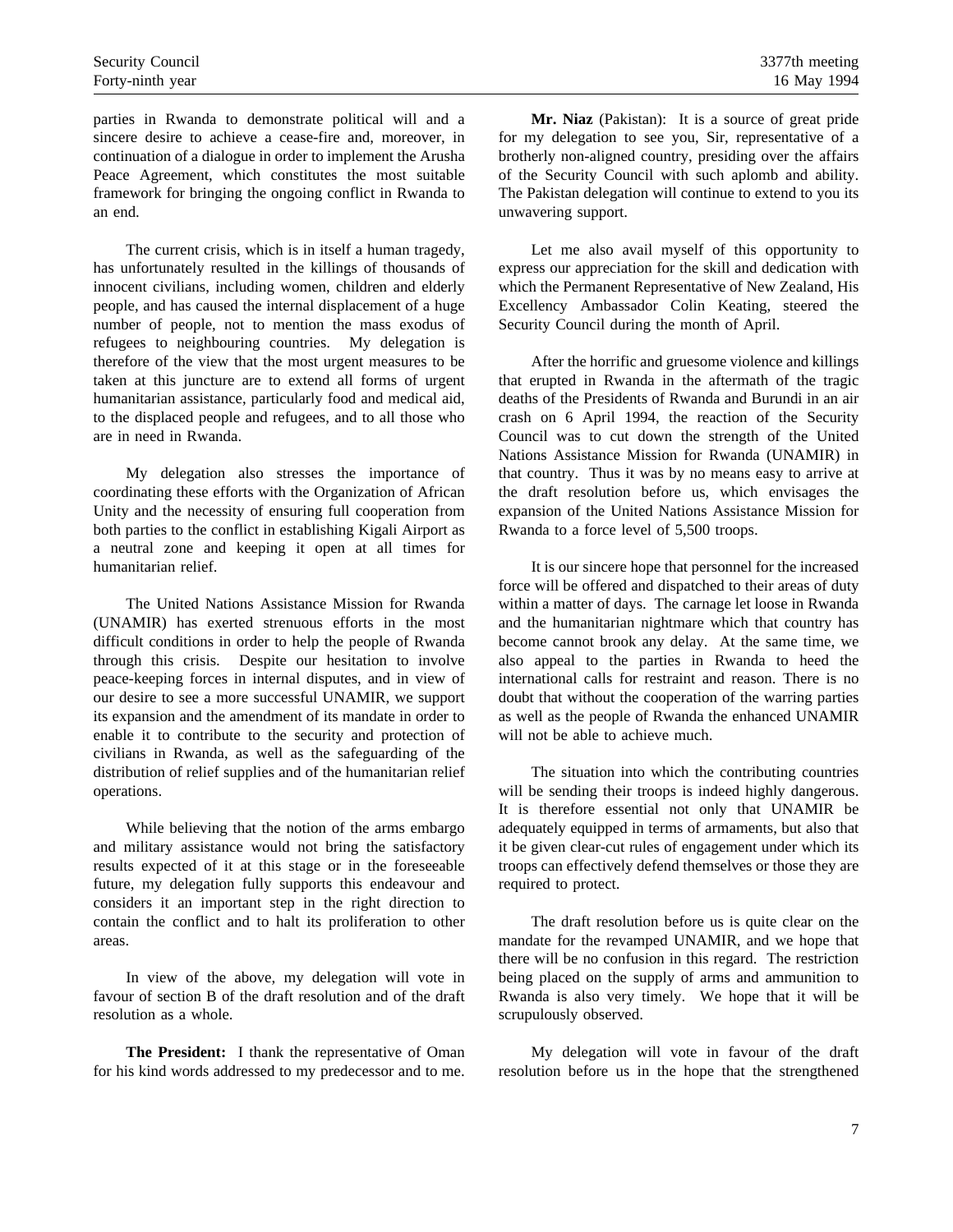parties in Rwanda to demonstrate political will and a sincere desire to achieve a cease-fire and, moreover, in continuation of a dialogue in order to implement the Arusha Peace Agreement, which constitutes the most suitable framework for bringing the ongoing conflict in Rwanda to an end.

The current crisis, which is in itself a human tragedy, has unfortunately resulted in the killings of thousands of innocent civilians, including women, children and elderly people, and has caused the internal displacement of a huge number of people, not to mention the mass exodus of refugees to neighbouring countries. My delegation is therefore of the view that the most urgent measures to be taken at this juncture are to extend all forms of urgent humanitarian assistance, particularly food and medical aid, to the displaced people and refugees, and to all those who are in need in Rwanda.

My delegation also stresses the importance of coordinating these efforts with the Organization of African Unity and the necessity of ensuring full cooperation from both parties to the conflict in establishing Kigali Airport as a neutral zone and keeping it open at all times for humanitarian relief.

The United Nations Assistance Mission for Rwanda (UNAMIR) has exerted strenuous efforts in the most difficult conditions in order to help the people of Rwanda through this crisis. Despite our hesitation to involve peace-keeping forces in internal disputes, and in view of our desire to see a more successful UNAMIR, we support its expansion and the amendment of its mandate in order to enable it to contribute to the security and protection of civilians in Rwanda, as well as the safeguarding of the distribution of relief supplies and of the humanitarian relief operations.

While believing that the notion of the arms embargo and military assistance would not bring the satisfactory results expected of it at this stage or in the foreseeable future, my delegation fully supports this endeavour and considers it an important step in the right direction to contain the conflict and to halt its proliferation to other areas.

In view of the above, my delegation will vote in favour of section B of the draft resolution and of the draft resolution as a whole.

**The President:** I thank the representative of Oman for his kind words addressed to my predecessor and to me.

**Mr. Niaz** (Pakistan): It is a source of great pride for my delegation to see you, Sir, representative of a brotherly non-aligned country, presiding over the affairs of the Security Council with such aplomb and ability. The Pakistan delegation will continue to extend to you its unwavering support.

Let me also avail myself of this opportunity to express our appreciation for the skill and dedication with which the Permanent Representative of New Zealand, His Excellency Ambassador Colin Keating, steered the Security Council during the month of April.

After the horrific and gruesome violence and killings that erupted in Rwanda in the aftermath of the tragic deaths of the Presidents of Rwanda and Burundi in an air crash on 6 April 1994, the reaction of the Security Council was to cut down the strength of the United Nations Assistance Mission for Rwanda (UNAMIR) in that country. Thus it was by no means easy to arrive at the draft resolution before us, which envisages the expansion of the United Nations Assistance Mission for Rwanda to a force level of 5,500 troops.

It is our sincere hope that personnel for the increased force will be offered and dispatched to their areas of duty within a matter of days. The carnage let loose in Rwanda and the humanitarian nightmare which that country has become cannot brook any delay. At the same time, we also appeal to the parties in Rwanda to heed the international calls for restraint and reason. There is no doubt that without the cooperation of the warring parties as well as the people of Rwanda the enhanced UNAMIR will not be able to achieve much.

The situation into which the contributing countries will be sending their troops is indeed highly dangerous. It is therefore essential not only that UNAMIR be adequately equipped in terms of armaments, but also that it be given clear-cut rules of engagement under which its troops can effectively defend themselves or those they are required to protect.

The draft resolution before us is quite clear on the mandate for the revamped UNAMIR, and we hope that there will be no confusion in this regard. The restriction being placed on the supply of arms and ammunition to Rwanda is also very timely. We hope that it will be scrupulously observed.

My delegation will vote in favour of the draft resolution before us in the hope that the strengthened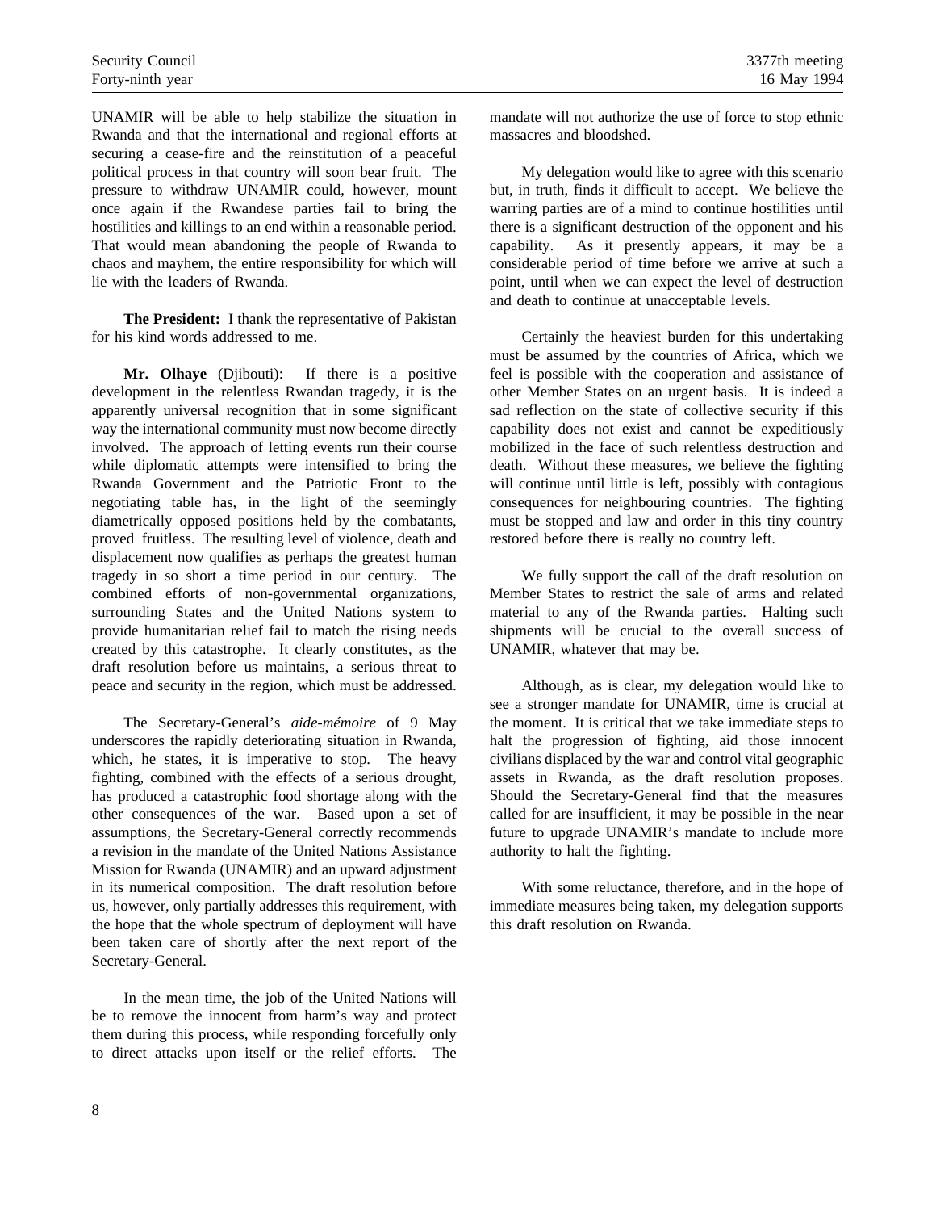UNAMIR will be able to help stabilize the situation in Rwanda and that the international and regional efforts at securing a cease-fire and the reinstitution of a peaceful political process in that country will soon bear fruit. The pressure to withdraw UNAMIR could, however, mount once again if the Rwandese parties fail to bring the hostilities and killings to an end within a reasonable period. That would mean abandoning the people of Rwanda to chaos and mayhem, the entire responsibility for which will lie with the leaders of Rwanda.

**The President:** I thank the representative of Pakistan for his kind words addressed to me.

**Mr. Olhaye** (Djibouti): If there is a positive development in the relentless Rwandan tragedy, it is the apparently universal recognition that in some significant way the international community must now become directly involved. The approach of letting events run their course while diplomatic attempts were intensified to bring the Rwanda Government and the Patriotic Front to the negotiating table has, in the light of the seemingly diametrically opposed positions held by the combatants, proved fruitless. The resulting level of violence, death and displacement now qualifies as perhaps the greatest human tragedy in so short a time period in our century. The combined efforts of non-governmental organizations, surrounding States and the United Nations system to provide humanitarian relief fail to match the rising needs created by this catastrophe. It clearly constitutes, as the draft resolution before us maintains, a serious threat to peace and security in the region, which must be addressed.

The Secretary-General's *aide-mémoire* of 9 May underscores the rapidly deteriorating situation in Rwanda, which, he states, it is imperative to stop. The heavy fighting, combined with the effects of a serious drought, has produced a catastrophic food shortage along with the other consequences of the war. Based upon a set of assumptions, the Secretary-General correctly recommends a revision in the mandate of the United Nations Assistance Mission for Rwanda (UNAMIR) and an upward adjustment in its numerical composition. The draft resolution before us, however, only partially addresses this requirement, with the hope that the whole spectrum of deployment will have been taken care of shortly after the next report of the Secretary-General.

In the mean time, the job of the United Nations will be to remove the innocent from harm's way and protect them during this process, while responding forcefully only to direct attacks upon itself or the relief efforts. The mandate will not authorize the use of force to stop ethnic massacres and bloodshed.

My delegation would like to agree with this scenario but, in truth, finds it difficult to accept. We believe the warring parties are of a mind to continue hostilities until there is a significant destruction of the opponent and his capability. As it presently appears, it may be a considerable period of time before we arrive at such a point, until when we can expect the level of destruction and death to continue at unacceptable levels.

Certainly the heaviest burden for this undertaking must be assumed by the countries of Africa, which we feel is possible with the cooperation and assistance of other Member States on an urgent basis. It is indeed a sad reflection on the state of collective security if this capability does not exist and cannot be expeditiously mobilized in the face of such relentless destruction and death. Without these measures, we believe the fighting will continue until little is left, possibly with contagious consequences for neighbouring countries. The fighting must be stopped and law and order in this tiny country restored before there is really no country left.

We fully support the call of the draft resolution on Member States to restrict the sale of arms and related material to any of the Rwanda parties. Halting such shipments will be crucial to the overall success of UNAMIR, whatever that may be.

Although, as is clear, my delegation would like to see a stronger mandate for UNAMIR, time is crucial at the moment. It is critical that we take immediate steps to halt the progression of fighting, aid those innocent civilians displaced by the war and control vital geographic assets in Rwanda, as the draft resolution proposes. Should the Secretary-General find that the measures called for are insufficient, it may be possible in the near future to upgrade UNAMIR's mandate to include more authority to halt the fighting.

With some reluctance, therefore, and in the hope of immediate measures being taken, my delegation supports this draft resolution on Rwanda.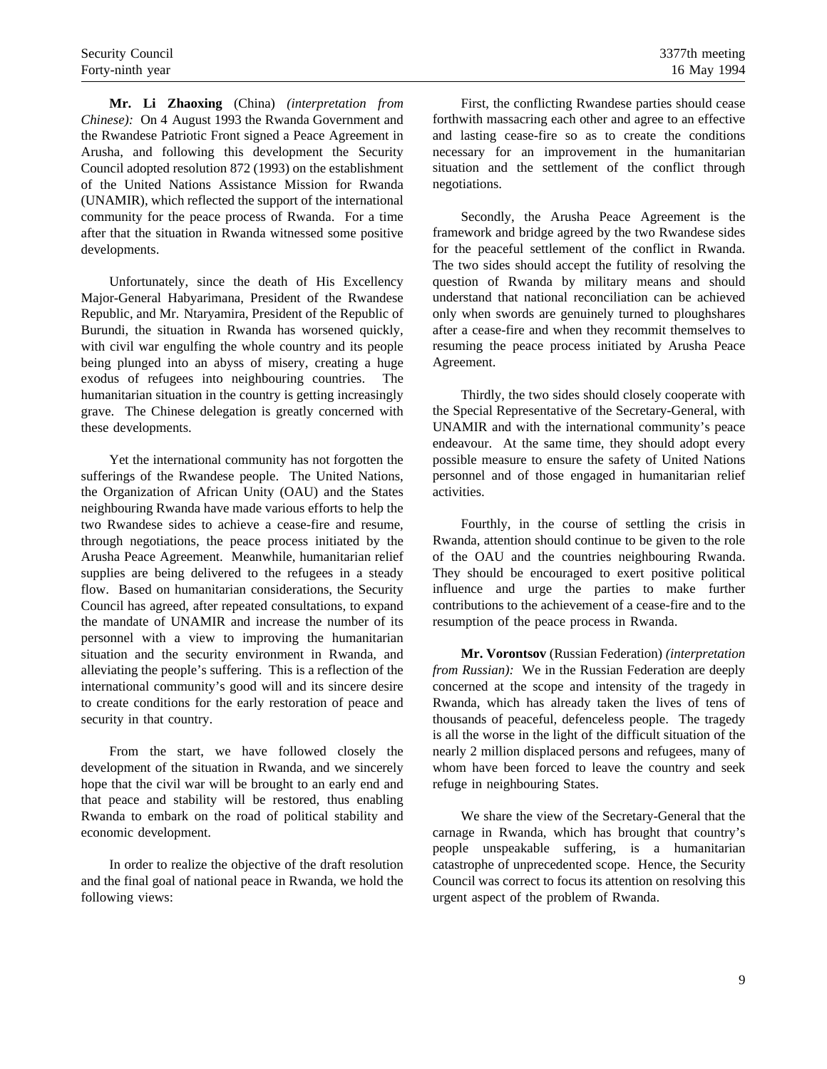**Mr. Li Zhaoxing** (China) *(interpretation from Chinese):* On 4 August 1993 the Rwanda Government and the Rwandese Patriotic Front signed a Peace Agreement in Arusha, and following this development the Security Council adopted resolution 872 (1993) on the establishment of the United Nations Assistance Mission for Rwanda (UNAMIR), which reflected the support of the international community for the peace process of Rwanda. For a time after that the situation in Rwanda witnessed some positive developments.

Unfortunately, since the death of His Excellency Major-General Habyarimana, President of the Rwandese Republic, and Mr. Ntaryamira, President of the Republic of Burundi, the situation in Rwanda has worsened quickly, with civil war engulfing the whole country and its people being plunged into an abyss of misery, creating a huge exodus of refugees into neighbouring countries. The humanitarian situation in the country is getting increasingly grave. The Chinese delegation is greatly concerned with these developments.

Yet the international community has not forgotten the sufferings of the Rwandese people. The United Nations, the Organization of African Unity (OAU) and the States neighbouring Rwanda have made various efforts to help the two Rwandese sides to achieve a cease-fire and resume, through negotiations, the peace process initiated by the Arusha Peace Agreement. Meanwhile, humanitarian relief supplies are being delivered to the refugees in a steady flow. Based on humanitarian considerations, the Security Council has agreed, after repeated consultations, to expand the mandate of UNAMIR and increase the number of its personnel with a view to improving the humanitarian situation and the security environment in Rwanda, and alleviating the people's suffering. This is a reflection of the international community's good will and its sincere desire to create conditions for the early restoration of peace and security in that country.

From the start, we have followed closely the development of the situation in Rwanda, and we sincerely hope that the civil war will be brought to an early end and that peace and stability will be restored, thus enabling Rwanda to embark on the road of political stability and economic development.

In order to realize the objective of the draft resolution and the final goal of national peace in Rwanda, we hold the following views:

First, the conflicting Rwandese parties should cease forthwith massacring each other and agree to an effective and lasting cease-fire so as to create the conditions necessary for an improvement in the humanitarian situation and the settlement of the conflict through negotiations.

Secondly, the Arusha Peace Agreement is the framework and bridge agreed by the two Rwandese sides for the peaceful settlement of the conflict in Rwanda. The two sides should accept the futility of resolving the question of Rwanda by military means and should understand that national reconciliation can be achieved only when swords are genuinely turned to ploughshares after a cease-fire and when they recommit themselves to resuming the peace process initiated by Arusha Peace Agreement.

Thirdly, the two sides should closely cooperate with the Special Representative of the Secretary-General, with UNAMIR and with the international community's peace endeavour. At the same time, they should adopt every possible measure to ensure the safety of United Nations personnel and of those engaged in humanitarian relief activities.

Fourthly, in the course of settling the crisis in Rwanda, attention should continue to be given to the role of the OAU and the countries neighbouring Rwanda. They should be encouraged to exert positive political influence and urge the parties to make further contributions to the achievement of a cease-fire and to the resumption of the peace process in Rwanda.

**Mr. Vorontsov** (Russian Federation) *(interpretation from Russian):* We in the Russian Federation are deeply concerned at the scope and intensity of the tragedy in Rwanda, which has already taken the lives of tens of thousands of peaceful, defenceless people. The tragedy is all the worse in the light of the difficult situation of the nearly 2 million displaced persons and refugees, many of whom have been forced to leave the country and seek refuge in neighbouring States.

We share the view of the Secretary-General that the carnage in Rwanda, which has brought that country's people unspeakable suffering, is a humanitarian catastrophe of unprecedented scope. Hence, the Security Council was correct to focus its attention on resolving this urgent aspect of the problem of Rwanda.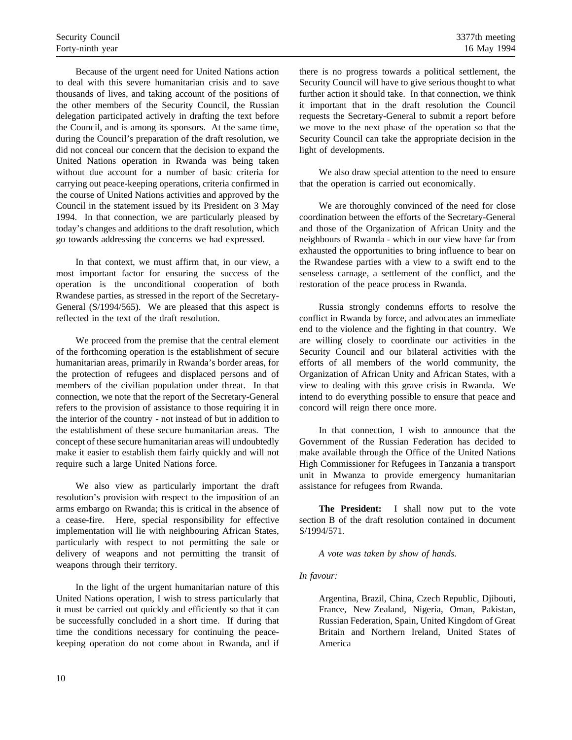Because of the urgent need for United Nations action to deal with this severe humanitarian crisis and to save thousands of lives, and taking account of the positions of the other members of the Security Council, the Russian delegation participated actively in drafting the text before the Council, and is among its sponsors. At the same time, during the Council's preparation of the draft resolution, we did not conceal our concern that the decision to expand the United Nations operation in Rwanda was being taken without due account for a number of basic criteria for carrying out peace-keeping operations, criteria confirmed in the course of United Nations activities and approved by the Council in the statement issued by its President on 3 May 1994. In that connection, we are particularly pleased by today's changes and additions to the draft resolution, which go towards addressing the concerns we had expressed.

In that context, we must affirm that, in our view, a most important factor for ensuring the success of the operation is the unconditional cooperation of both Rwandese parties, as stressed in the report of the Secretary-General (S/1994/565). We are pleased that this aspect is reflected in the text of the draft resolution.

We proceed from the premise that the central element of the forthcoming operation is the establishment of secure humanitarian areas, primarily in Rwanda's border areas, for the protection of refugees and displaced persons and of members of the civilian population under threat. In that connection, we note that the report of the Secretary-General refers to the provision of assistance to those requiring it in the interior of the country - not instead of but in addition to the establishment of these secure humanitarian areas. The concept of these secure humanitarian areas will undoubtedly make it easier to establish them fairly quickly and will not require such a large United Nations force.

We also view as particularly important the draft resolution's provision with respect to the imposition of an arms embargo on Rwanda; this is critical in the absence of a cease-fire. Here, special responsibility for effective implementation will lie with neighbouring African States, particularly with respect to not permitting the sale or delivery of weapons and not permitting the transit of weapons through their territory.

In the light of the urgent humanitarian nature of this United Nations operation, I wish to stress particularly that it must be carried out quickly and efficiently so that it can be successfully concluded in a short time. If during that time the conditions necessary for continuing the peace-keeping operation do not come about in Rwanda, and if there is no progress towards a political settlement, the Security Council will have to give serious thought to what further action it should take. In that connection, we think it important that in the draft resolution the Council requests the Secretary-General to submit a report before we move to the next phase of the operation so that the Security Council can take the appropriate decision in the light of developments.

We also draw special attention to the need to ensure that the operation is carried out economically.

We are thoroughly convinced of the need for close coordination between the efforts of the Secretary-General and those of the Organization of African Unity and the neighbours of Rwanda - which in our view have far from exhausted the opportunities to bring influence to bear on the Rwandese parties with a view to a swift end to the senseless carnage, a settlement of the conflict, and the restoration of the peace process in Rwanda.

Russia strongly condemns efforts to resolve the conflict in Rwanda by force, and advocates an immediate end to the violence and the fighting in that country. We are willing closely to coordinate our activities in the Security Council and our bilateral activities with the efforts of all members of the world community, the Organization of African Unity and African States, with a view to dealing with this grave crisis in Rwanda. We intend to do everything possible to ensure that peace and concord will reign there once more.

In that connection, I wish to announce that the Government of the Russian Federation has decided to make available through the Office of the United Nations High Commissioner for Refugees in Tanzania a transport unit in Mwanza to provide emergency humanitarian assistance for refugees from Rwanda.

**The President:** I shall now put to the vote section B of the draft resolution contained in document S/1994/571.

*A vote was taken by show of hands.*

*In favour:*

Argentina, Brazil, China, Czech Republic, Djibouti, France, New Zealand, Nigeria, Oman, Pakistan, Russian Federation, Spain, United Kingdom of Great Britain and Northern Ireland, United States of America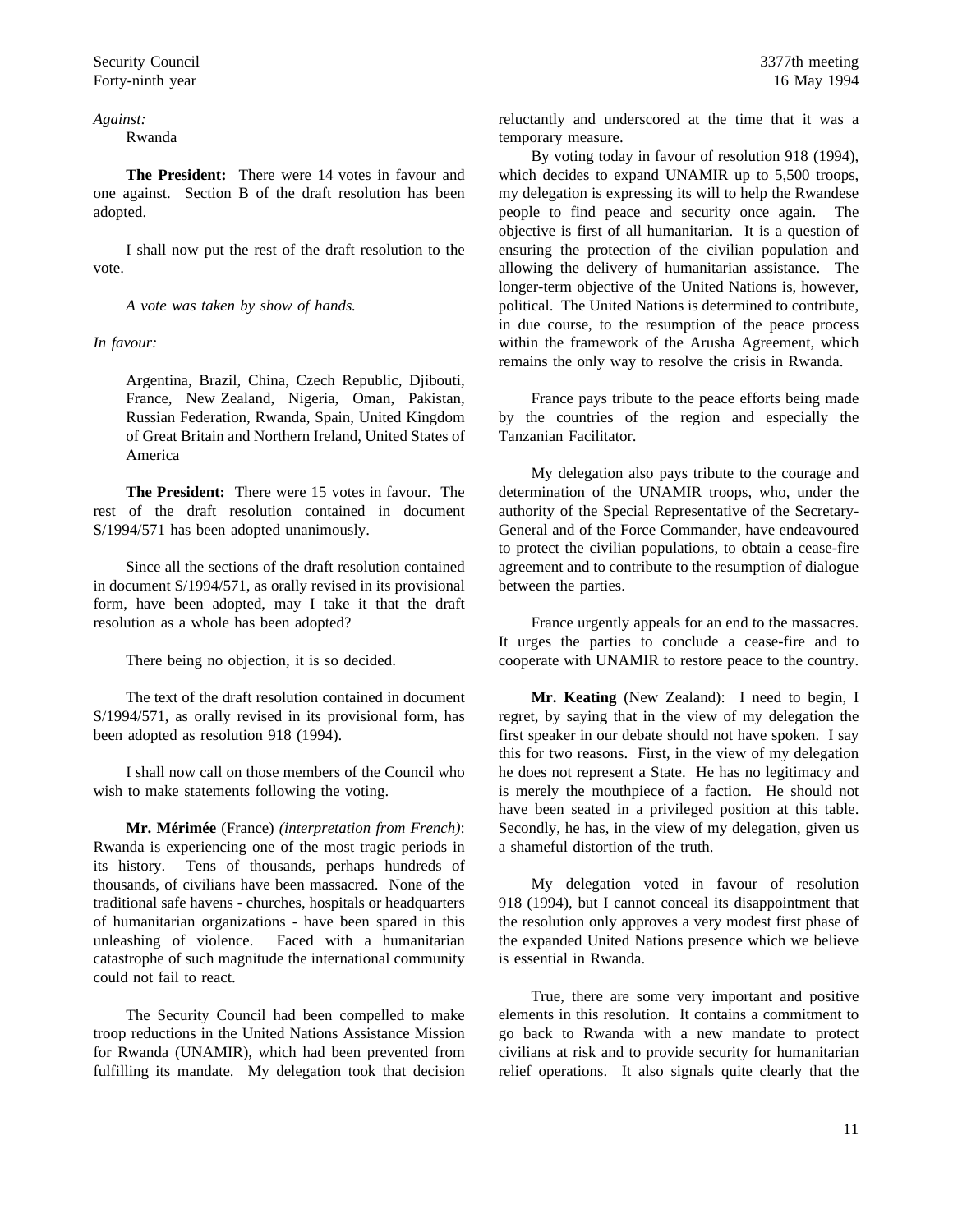*Against:*

Rwanda

**The President:** There were 14 votes in favour and one against. Section B of the draft resolution has been adopted.

I shall now put the rest of the draft resolution to the vote.

*A vote was taken by show of hands.*

*In favour:*

Argentina, Brazil, China, Czech Republic, Djibouti, France, New Zealand, Nigeria, Oman, Pakistan, Russian Federation, Rwanda, Spain, United Kingdom of Great Britain and Northern Ireland, United States of America

**The President:** There were 15 votes in favour. The rest of the draft resolution contained in document S/1994/571 has been adopted unanimously.

Since all the sections of the draft resolution contained in document S/1994/571, as orally revised in its provisional form, have been adopted, may I take it that the draft resolution as a whole has been adopted?

There being no objection, it is so decided.

The text of the draft resolution contained in document S/1994/571, as orally revised in its provisional form, has been adopted as resolution 918 (1994).

I shall now call on those members of the Council who wish to make statements following the voting.

**Mr. Mérimée** (France) *(interpretation from French)*: Rwanda is experiencing one of the most tragic periods in its history. Tens of thousands, perhaps hundreds of thousands, of civilians have been massacred. None of the traditional safe havens - churches, hospitals or headquarters of humanitarian organizations - have been spared in this unleashing of violence. Faced with a humanitarian catastrophe of such magnitude the international community could not fail to react.

The Security Council had been compelled to make troop reductions in the United Nations Assistance Mission for Rwanda (UNAMIR), which had been prevented from fulfilling its mandate. My delegation took that decision reluctantly and underscored at the time that it was a temporary measure.

By voting today in favour of resolution 918 (1994), which decides to expand UNAMIR up to 5,500 troops, my delegation is expressing its will to help the Rwandese people to find peace and security once again. The objective is first of all humanitarian. It is a question of ensuring the protection of the civilian population and allowing the delivery of humanitarian assistance. The longer-term objective of the United Nations is, however, political. The United Nations is determined to contribute, in due course, to the resumption of the peace process within the framework of the Arusha Agreement, which remains the only way to resolve the crisis in Rwanda.

France pays tribute to the peace efforts being made by the countries of the region and especially the Tanzanian Facilitator.

My delegation also pays tribute to the courage and determination of the UNAMIR troops, who, under the authority of the Special Representative of the Secretary-General and of the Force Commander, have endeavoured to protect the civilian populations, to obtain a cease-fire agreement and to contribute to the resumption of dialogue between the parties.

France urgently appeals for an end to the massacres. It urges the parties to conclude a cease-fire and to cooperate with UNAMIR to restore peace to the country.

**Mr. Keating** (New Zealand): I need to begin, I regret, by saying that in the view of my delegation the first speaker in our debate should not have spoken. I say this for two reasons. First, in the view of my delegation he does not represent a State. He has no legitimacy and is merely the mouthpiece of a faction. He should not have been seated in a privileged position at this table. Secondly, he has, in the view of my delegation, given us a shameful distortion of the truth.

My delegation voted in favour of resolution 918 (1994), but I cannot conceal its disappointment that the resolution only approves a very modest first phase of the expanded United Nations presence which we believe is essential in Rwanda.

True, there are some very important and positive elements in this resolution. It contains a commitment to go back to Rwanda with a new mandate to protect civilians at risk and to provide security for humanitarian relief operations. It also signals quite clearly that the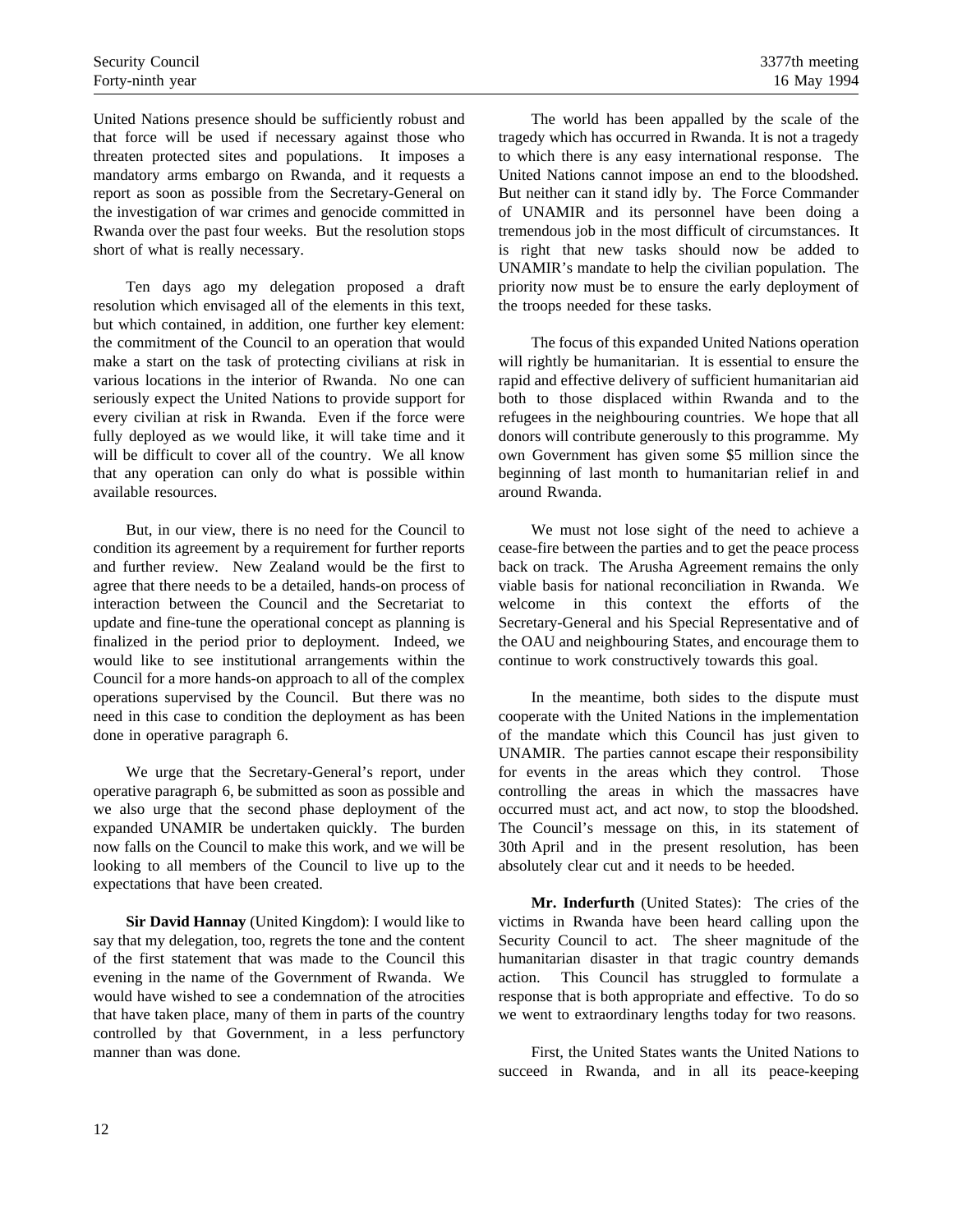United Nations presence should be sufficiently robust and that force will be used if necessary against those who threaten protected sites and populations. It imposes a mandatory arms embargo on Rwanda, and it requests a report as soon as possible from the Secretary-General on the investigation of war crimes and genocide committed in Rwanda over the past four weeks. But the resolution stops short of what is really necessary.

Ten days ago my delegation proposed a draft resolution which envisaged all of the elements in this text, but which contained, in addition, one further key element: the commitment of the Council to an operation that would make a start on the task of protecting civilians at risk in various locations in the interior of Rwanda. No one can seriously expect the United Nations to provide support for every civilian at risk in Rwanda. Even if the force were fully deployed as we would like, it will take time and it will be difficult to cover all of the country. We all know that any operation can only do what is possible within available resources.

But, in our view, there is no need for the Council to condition its agreement by a requirement for further reports and further review. New Zealand would be the first to agree that there needs to be a detailed, hands-on process of interaction between the Council and the Secretariat to update and fine-tune the operational concept as planning is finalized in the period prior to deployment. Indeed, we would like to see institutional arrangements within the Council for a more hands-on approach to all of the complex operations supervised by the Council. But there was no need in this case to condition the deployment as has been done in operative paragraph 6.

We urge that the Secretary-General's report, under operative paragraph 6, be submitted as soon as possible and we also urge that the second phase deployment of the expanded UNAMIR be undertaken quickly. The burden now falls on the Council to make this work, and we will be looking to all members of the Council to live up to the expectations that have been created.

**Sir David Hannay** (United Kingdom): I would like to say that my delegation, too, regrets the tone and the content of the first statement that was made to the Council this evening in the name of the Government of Rwanda. We would have wished to see a condemnation of the atrocities that have taken place, many of them in parts of the country controlled by that Government, in a less perfunctory manner than was done.

The world has been appalled by the scale of the tragedy which has occurred in Rwanda. It is not a tragedy to which there is any easy international response. The United Nations cannot impose an end to the bloodshed. But neither can it stand idly by. The Force Commander of UNAMIR and its personnel have been doing a tremendous job in the most difficult of circumstances. It is right that new tasks should now be added to UNAMIR's mandate to help the civilian population. The priority now must be to ensure the early deployment of the troops needed for these tasks.

The focus of this expanded United Nations operation will rightly be humanitarian. It is essential to ensure the rapid and effective delivery of sufficient humanitarian aid both to those displaced within Rwanda and to the refugees in the neighbouring countries. We hope that all donors will contribute generously to this programme. My own Government has given some $5 million since the beginning of last month to humanitarian relief in and around Rwanda.

We must not lose sight of the need to achieve a cease-fire between the parties and to get the peace process back on track. The Arusha Agreement remains the only viable basis for national reconciliation in Rwanda. We welcome in this context the efforts of the Secretary-General and his Special Representative and of the OAU and neighbouring States, and encourage them to continue to work constructively towards this goal.

In the meantime, both sides to the dispute must cooperate with the United Nations in the implementation of the mandate which this Council has just given to UNAMIR. The parties cannot escape their responsibility for events in the areas which they control. Those controlling the areas in which the massacres have occurred must act, and act now, to stop the bloodshed. The Council's message on this, in its statement of 30th April and in the present resolution, has been absolutely clear cut and it needs to be heeded.

**Mr. Inderfurth** (United States): The cries of the victims in Rwanda have been heard calling upon the Security Council to act. The sheer magnitude of the humanitarian disaster in that tragic country demands action. This Council has struggled to formulate a response that is both appropriate and effective. To do so we went to extraordinary lengths today for two reasons.

First, the United States wants the United Nations to succeed in Rwanda, and in all its peace-keeping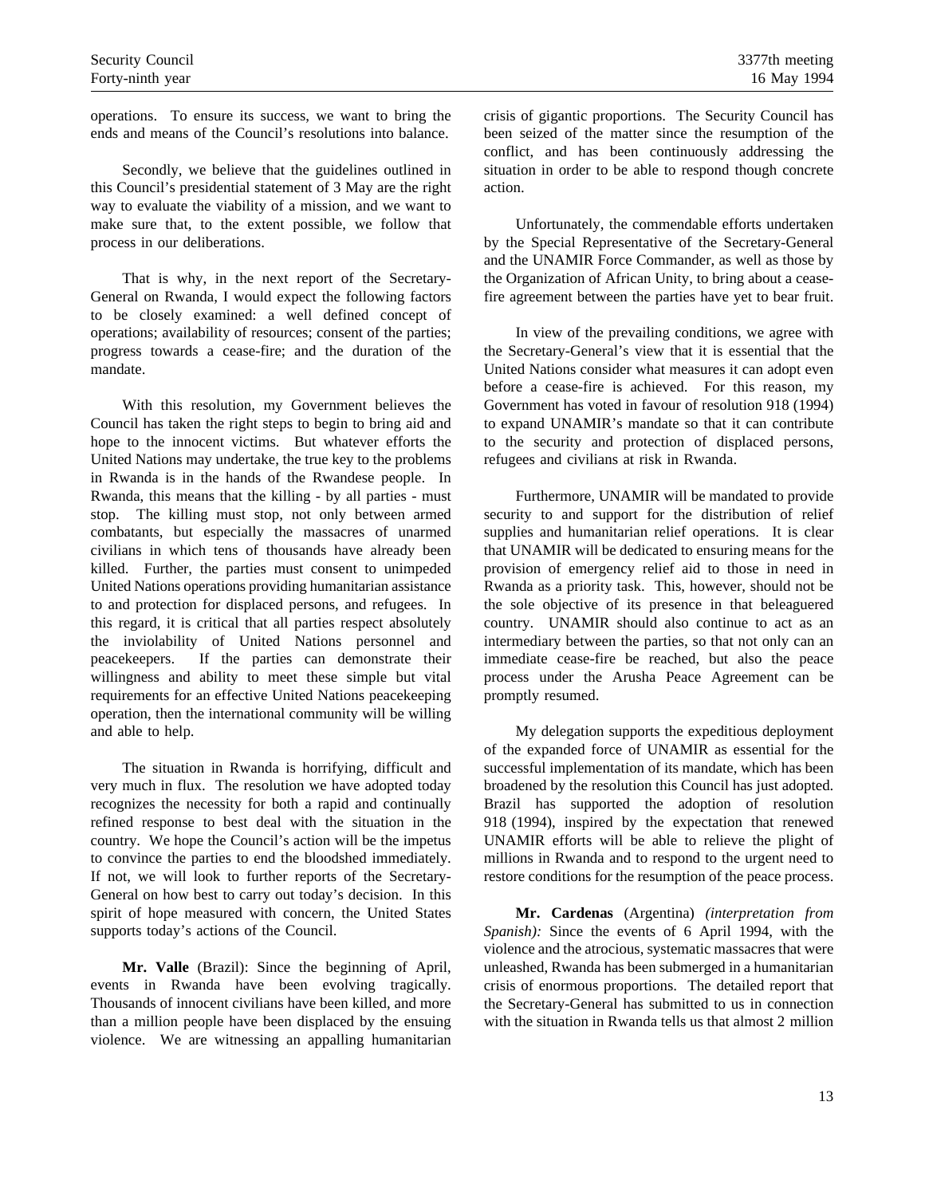operations. To ensure its success, we want to bring the ends and means of the Council's resolutions into balance.

Secondly, we believe that the guidelines outlined in this Council's presidential statement of 3 May are the right way to evaluate the viability of a mission, and we want to make sure that, to the extent possible, we follow that process in our deliberations.

That is why, in the next report of the Secretary-General on Rwanda, I would expect the following factors to be closely examined: a well defined concept of operations; availability of resources; consent of the parties; progress towards a cease-fire; and the duration of the mandate.

With this resolution, my Government believes the Council has taken the right steps to begin to bring aid and hope to the innocent victims. But whatever efforts the United Nations may undertake, the true key to the problems in Rwanda is in the hands of the Rwandese people. In Rwanda, this means that the killing - by all parties - must stop. The killing must stop, not only between armed combatants, but especially the massacres of unarmed civilians in which tens of thousands have already been killed. Further, the parties must consent to unimpeded United Nations operations providing humanitarian assistance to and protection for displaced persons, and refugees. In this regard, it is critical that all parties respect absolutely the inviolability of United Nations personnel and peacekeepers. If the parties can demonstrate their willingness and ability to meet these simple but vital requirements for an effective United Nations peacekeeping operation, then the international community will be willing and able to help.

The situation in Rwanda is horrifying, difficult and very much in flux. The resolution we have adopted today recognizes the necessity for both a rapid and continually refined response to best deal with the situation in the country. We hope the Council's action will be the impetus to convince the parties to end the bloodshed immediately. If not, we will look to further reports of the Secretary-General on how best to carry out today's decision. In this spirit of hope measured with concern, the United States supports today's actions of the Council.

**Mr. Valle** (Brazil): Since the beginning of April, events in Rwanda have been evolving tragically. Thousands of innocent civilians have been killed, and more than a million people have been displaced by the ensuing violence. We are witnessing an appalling humanitarian crisis of gigantic proportions. The Security Council has been seized of the matter since the resumption of the conflict, and has been continuously addressing the situation in order to be able to respond though concrete action.

Unfortunately, the commendable efforts undertaken by the Special Representative of the Secretary-General and the UNAMIR Force Commander, as well as those by the Organization of African Unity, to bring about a cease-fire agreement between the parties have yet to bear fruit.

In view of the prevailing conditions, we agree with the Secretary-General's view that it is essential that the United Nations consider what measures it can adopt even before a cease-fire is achieved. For this reason, my Government has voted in favour of resolution 918 (1994) to expand UNAMIR's mandate so that it can contribute to the security and protection of displaced persons, refugees and civilians at risk in Rwanda.

Furthermore, UNAMIR will be mandated to provide security to and support for the distribution of relief supplies and humanitarian relief operations. It is clear that UNAMIR will be dedicated to ensuring means for the provision of emergency relief aid to those in need in Rwanda as a priority task. This, however, should not be the sole objective of its presence in that beleaguered country. UNAMIR should also continue to act as an intermediary between the parties, so that not only can an immediate cease-fire be reached, but also the peace process under the Arusha Peace Agreement can be promptly resumed.

My delegation supports the expeditious deployment of the expanded force of UNAMIR as essential for the successful implementation of its mandate, which has been broadened by the resolution this Council has just adopted. Brazil has supported the adoption of resolution 918 (1994), inspired by the expectation that renewed UNAMIR efforts will be able to relieve the plight of millions in Rwanda and to respond to the urgent need to restore conditions for the resumption of the peace process.

**Mr. Cardenas** (Argentina) *(interpretation from Spanish):* Since the events of 6 April 1994, with the violence and the atrocious, systematic massacres that were unleashed, Rwanda has been submerged in a humanitarian crisis of enormous proportions. The detailed report that the Secretary-General has submitted to us in connection with the situation in Rwanda tells us that almost 2 million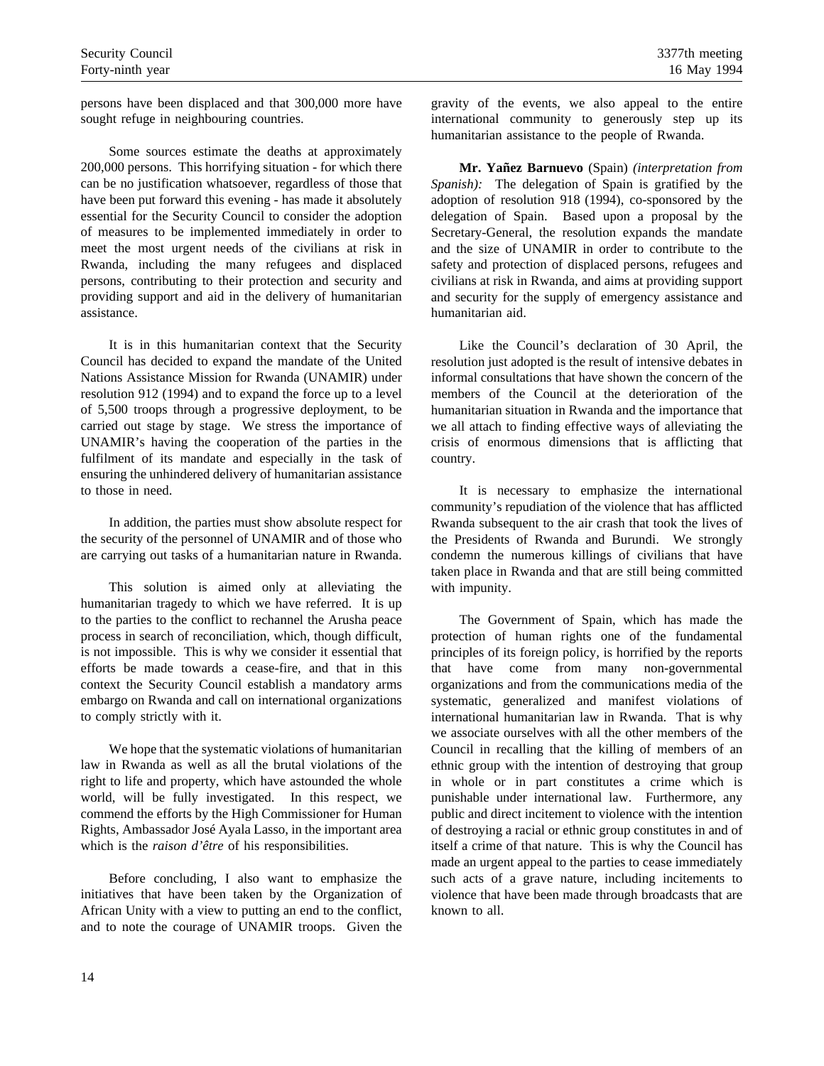persons have been displaced and that 300,000 more have sought refuge in neighbouring countries.

Some sources estimate the deaths at approximately 200,000 persons. This horrifying situation - for which there can be no justification whatsoever, regardless of those that have been put forward this evening - has made it absolutely essential for the Security Council to consider the adoption of measures to be implemented immediately in order to meet the most urgent needs of the civilians at risk in Rwanda, including the many refugees and displaced persons, contributing to their protection and security and providing support and aid in the delivery of humanitarian assistance.

It is in this humanitarian context that the Security Council has decided to expand the mandate of the United Nations Assistance Mission for Rwanda (UNAMIR) under resolution 912 (1994) and to expand the force up to a level of 5,500 troops through a progressive deployment, to be carried out stage by stage. We stress the importance of UNAMIR's having the cooperation of the parties in the fulfilment of its mandate and especially in the task of ensuring the unhindered delivery of humanitarian assistance to those in need.

In addition, the parties must show absolute respect for the security of the personnel of UNAMIR and of those who are carrying out tasks of a humanitarian nature in Rwanda.

This solution is aimed only at alleviating the humanitarian tragedy to which we have referred. It is up to the parties to the conflict to rechannel the Arusha peace process in search of reconciliation, which, though difficult, is not impossible. This is why we consider it essential that efforts be made towards a cease-fire, and that in this context the Security Council establish a mandatory arms embargo on Rwanda and call on international organizations to comply strictly with it.

We hope that the systematic violations of humanitarian law in Rwanda as well as all the brutal violations of the right to life and property, which have astounded the whole world, will be fully investigated. In this respect, we commend the efforts by the High Commissioner for Human Rights, Ambassador José Ayala Lasso, in the important area which is the *raison d'être* of his responsibilities.

Before concluding, I also want to emphasize the initiatives that have been taken by the Organization of African Unity with a view to putting an end to the conflict, and to note the courage of UNAMIR troops. Given the gravity of the events, we also appeal to the entire international community to generously step up its humanitarian assistance to the people of Rwanda.

**Mr. Yañez Barnuevo** (Spain) *(interpretation from Spanish):* The delegation of Spain is gratified by the adoption of resolution 918 (1994), co-sponsored by the delegation of Spain. Based upon a proposal by the Secretary-General, the resolution expands the mandate and the size of UNAMIR in order to contribute to the safety and protection of displaced persons, refugees and civilians at risk in Rwanda, and aims at providing support and security for the supply of emergency assistance and humanitarian aid.

Like the Council's declaration of 30 April, the resolution just adopted is the result of intensive debates in informal consultations that have shown the concern of the members of the Council at the deterioration of the humanitarian situation in Rwanda and the importance that we all attach to finding effective ways of alleviating the crisis of enormous dimensions that is afflicting that country.

It is necessary to emphasize the international community's repudiation of the violence that has afflicted Rwanda subsequent to the air crash that took the lives of the Presidents of Rwanda and Burundi. We strongly condemn the numerous killings of civilians that have taken place in Rwanda and that are still being committed with impunity.

The Government of Spain, which has made the protection of human rights one of the fundamental principles of its foreign policy, is horrified by the reports that have come from many non-governmental organizations and from the communications media of the systematic, generalized and manifest violations of international humanitarian law in Rwanda. That is why we associate ourselves with all the other members of the Council in recalling that the killing of members of an ethnic group with the intention of destroying that group in whole or in part constitutes a crime which is punishable under international law. Furthermore, any public and direct incitement to violence with the intention of destroying a racial or ethnic group constitutes in and of itself a crime of that nature. This is why the Council has made an urgent appeal to the parties to cease immediately such acts of a grave nature, including incitements to violence that have been made through broadcasts that are known to all.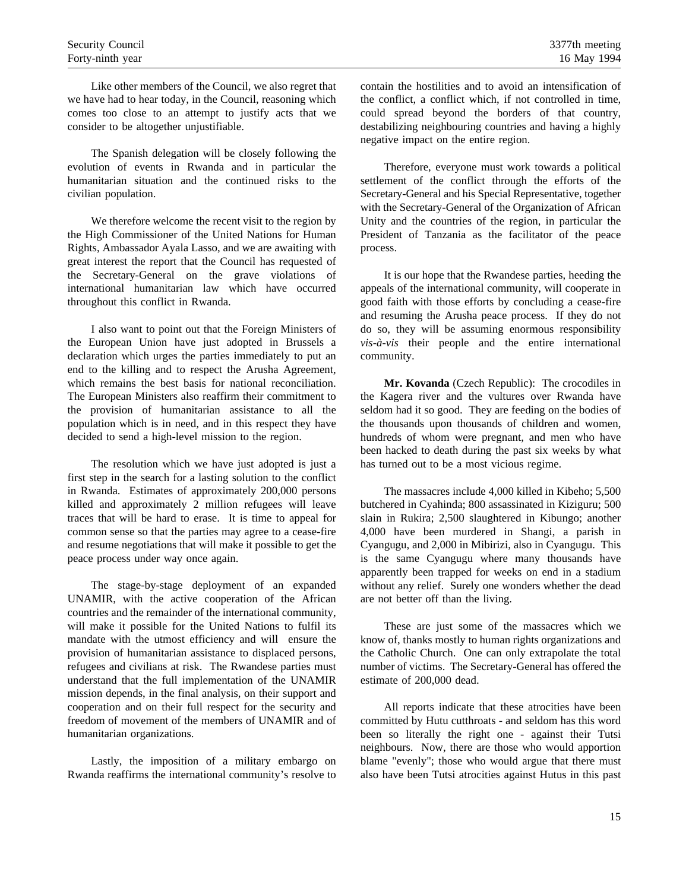Like other members of the Council, we also regret that we have had to hear today, in the Council, reasoning which comes too close to an attempt to justify acts that we consider to be altogether unjustifiable.

The Spanish delegation will be closely following the evolution of events in Rwanda and in particular the humanitarian situation and the continued risks to the civilian population.

We therefore welcome the recent visit to the region by the High Commissioner of the United Nations for Human Rights, Ambassador Ayala Lasso, and we are awaiting with great interest the report that the Council has requested of the Secretary-General on the grave violations of international humanitarian law which have occurred throughout this conflict in Rwanda.

I also want to point out that the Foreign Ministers of the European Union have just adopted in Brussels a declaration which urges the parties immediately to put an end to the killing and to respect the Arusha Agreement, which remains the best basis for national reconciliation. The European Ministers also reaffirm their commitment to the provision of humanitarian assistance to all the population which is in need, and in this respect they have decided to send a high-level mission to the region.

The resolution which we have just adopted is just a first step in the search for a lasting solution to the conflict in Rwanda. Estimates of approximately 200,000 persons killed and approximately 2 million refugees will leave traces that will be hard to erase. It is time to appeal for common sense so that the parties may agree to a cease-fire and resume negotiations that will make it possible to get the peace process under way once again.

The stage-by-stage deployment of an expanded UNAMIR, with the active cooperation of the African countries and the remainder of the international community, will make it possible for the United Nations to fulfil its mandate with the utmost efficiency and will ensure the provision of humanitarian assistance to displaced persons, refugees and civilians at risk. The Rwandese parties must understand that the full implementation of the UNAMIR mission depends, in the final analysis, on their support and cooperation and on their full respect for the security and freedom of movement of the members of UNAMIR and of humanitarian organizations.

Lastly, the imposition of a military embargo on Rwanda reaffirms the international community's resolve to contain the hostilities and to avoid an intensification of the conflict, a conflict which, if not controlled in time, could spread beyond the borders of that country, destabilizing neighbouring countries and having a highly negative impact on the entire region.

Therefore, everyone must work towards a political settlement of the conflict through the efforts of the Secretary-General and his Special Representative, together with the Secretary-General of the Organization of African Unity and the countries of the region, in particular the President of Tanzania as the facilitator of the peace process.

It is our hope that the Rwandese parties, heeding the appeals of the international community, will cooperate in good faith with those efforts by concluding a cease-fire and resuming the Arusha peace process. If they do not do so, they will be assuming enormous responsibility *vis-à-vis* their people and the entire international community.

**Mr. Kovanda** (Czech Republic): The crocodiles in the Kagera river and the vultures over Rwanda have seldom had it so good. They are feeding on the bodies of the thousands upon thousands of children and women, hundreds of whom were pregnant, and men who have been hacked to death during the past six weeks by what has turned out to be a most vicious regime.

The massacres include 4,000 killed in Kibeho; 5,500 butchered in Cyahinda; 800 assassinated in Kiziguru; 500 slain in Rukira; 2,500 slaughtered in Kibungo; another 4,000 have been murdered in Shangi, a parish in Cyangugu, and 2,000 in Mibirizi, also in Cyangugu. This is the same Cyangugu where many thousands have apparently been trapped for weeks on end in a stadium without any relief. Surely one wonders whether the dead are not better off than the living.

These are just some of the massacres which we know of, thanks mostly to human rights organizations and the Catholic Church. One can only extrapolate the total number of victims. The Secretary-General has offered the estimate of 200,000 dead.

All reports indicate that these atrocities have been committed by Hutu cutthroats - and seldom has this word been so literally the right one - against their Tutsi neighbours. Now, there are those who would apportion blame "evenly"; those who would argue that there must also have been Tutsi atrocities against Hutus in this past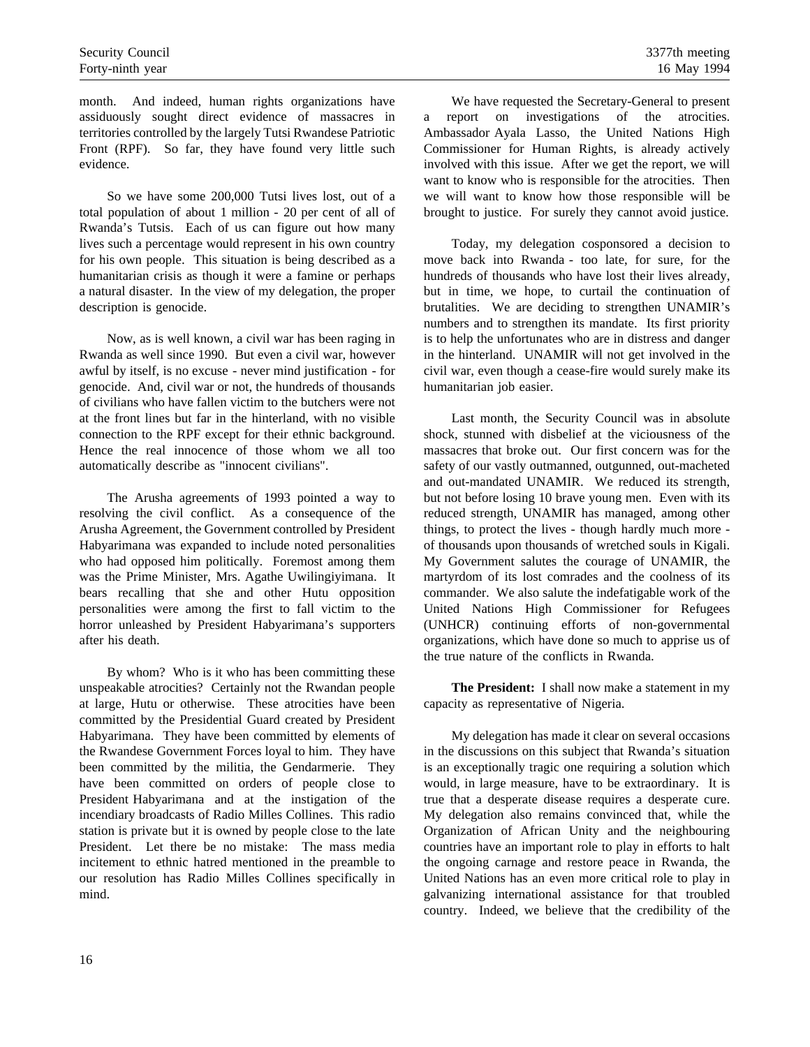month. And indeed, human rights organizations have assiduously sought direct evidence of massacres in territories controlled by the largely Tutsi Rwandese Patriotic Front (RPF). So far, they have found very little such evidence.

So we have some 200,000 Tutsi lives lost, out of a total population of about 1 million - 20 per cent of all of Rwanda's Tutsis. Each of us can figure out how many lives such a percentage would represent in his own country for his own people. This situation is being described as a humanitarian crisis as though it were a famine or perhaps a natural disaster. In the view of my delegation, the proper description is genocide.

Now, as is well known, a civil war has been raging in Rwanda as well since 1990. But even a civil war, however awful by itself, is no excuse - never mind justification - for genocide. And, civil war or not, the hundreds of thousands of civilians who have fallen victim to the butchers were not at the front lines but far in the hinterland, with no visible connection to the RPF except for their ethnic background. Hence the real innocence of those whom we all too automatically describe as "innocent civilians".

The Arusha agreements of 1993 pointed a way to resolving the civil conflict. As a consequence of the Arusha Agreement, the Government controlled by President Habyarimana was expanded to include noted personalities who had opposed him politically. Foremost among them was the Prime Minister, Mrs. Agathe Uwilingiyimana. It bears recalling that she and other Hutu opposition personalities were among the first to fall victim to the horror unleashed by President Habyarimana's supporters after his death.

By whom? Who is it who has been committing these unspeakable atrocities? Certainly not the Rwandan people at large, Hutu or otherwise. These atrocities have been committed by the Presidential Guard created by President Habyarimana. They have been committed by elements of the Rwandese Government Forces loyal to him. They have been committed by the militia, the Gendarmerie. They have been committed on orders of people close to President Habyarimana and at the instigation of the incendiary broadcasts of Radio Milles Collines. This radio station is private but it is owned by people close to the late President. Let there be no mistake: The mass media incitement to ethnic hatred mentioned in the preamble to our resolution has Radio Milles Collines specifically in mind.

We have requested the Secretary-General to present a report on investigations of the atrocities. Ambassador Ayala Lasso, the United Nations High Commissioner for Human Rights, is already actively involved with this issue. After we get the report, we will want to know who is responsible for the atrocities. Then we will want to know how those responsible will be brought to justice. For surely they cannot avoid justice.

Today, my delegation cosponsored a decision to move back into Rwanda - too late, for sure, for the hundreds of thousands who have lost their lives already, but in time, we hope, to curtail the continuation of brutalities. We are deciding to strengthen UNAMIR's numbers and to strengthen its mandate. Its first priority is to help the unfortunates who are in distress and danger in the hinterland. UNAMIR will not get involved in the civil war, even though a cease-fire would surely make its humanitarian job easier.

Last month, the Security Council was in absolute shock, stunned with disbelief at the viciousness of the massacres that broke out. Our first concern was for the safety of our vastly outmanned, outgunned, out-macheted and out-mandated UNAMIR. We reduced its strength, but not before losing 10 brave young men. Even with its reduced strength, UNAMIR has managed, among other things, to protect the lives - though hardly much more - of thousands upon thousands of wretched souls in Kigali. My Government salutes the courage of UNAMIR, the martyrdom of its lost comrades and the coolness of its commander. We also salute the indefatigable work of the United Nations High Commissioner for Refugees (UNHCR) continuing efforts of non-governmental organizations, which have done so much to apprise us of the true nature of the conflicts in Rwanda.

**The President:** I shall now make a statement in my capacity as representative of Nigeria.

My delegation has made it clear on several occasions in the discussions on this subject that Rwanda's situation is an exceptionally tragic one requiring a solution which would, in large measure, have to be extraordinary. It is true that a desperate disease requires a desperate cure. My delegation also remains convinced that, while the Organization of African Unity and the neighbouring countries have an important role to play in efforts to halt the ongoing carnage and restore peace in Rwanda, the United Nations has an even more critical role to play in galvanizing international assistance for that troubled country. Indeed, we believe that the credibility of the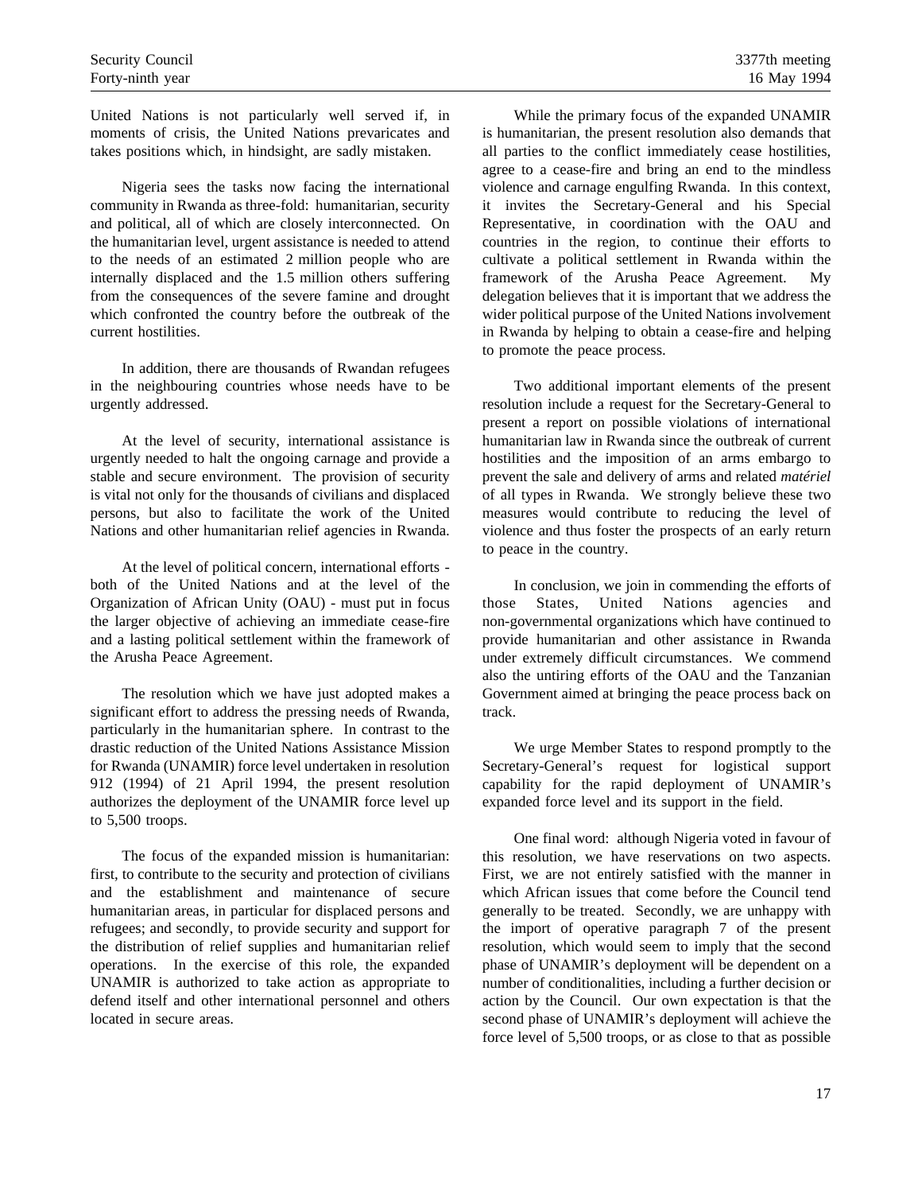United Nations is not particularly well served if, in moments of crisis, the United Nations prevaricates and takes positions which, in hindsight, are sadly mistaken.

Nigeria sees the tasks now facing the international community in Rwanda as three-fold: humanitarian, security and political, all of which are closely interconnected. On the humanitarian level, urgent assistance is needed to attend to the needs of an estimated 2 million people who are internally displaced and the 1.5 million others suffering from the consequences of the severe famine and drought which confronted the country before the outbreak of the current hostilities.

In addition, there are thousands of Rwandan refugees in the neighbouring countries whose needs have to be urgently addressed.

At the level of security, international assistance is urgently needed to halt the ongoing carnage and provide a stable and secure environment. The provision of security is vital not only for the thousands of civilians and displaced persons, but also to facilitate the work of the United Nations and other humanitarian relief agencies in Rwanda.

At the level of political concern, international efforts - both of the United Nations and at the level of the Organization of African Unity (OAU) - must put in focus the larger objective of achieving an immediate cease-fire and a lasting political settlement within the framework of the Arusha Peace Agreement.

The resolution which we have just adopted makes a significant effort to address the pressing needs of Rwanda, particularly in the humanitarian sphere. In contrast to the drastic reduction of the United Nations Assistance Mission for Rwanda (UNAMIR) force level undertaken in resolution 912 (1994) of 21 April 1994, the present resolution authorizes the deployment of the UNAMIR force level up to 5,500 troops.

The focus of the expanded mission is humanitarian: first, to contribute to the security and protection of civilians and the establishment and maintenance of secure humanitarian areas, in particular for displaced persons and refugees; and secondly, to provide security and support for the distribution of relief supplies and humanitarian relief operations. In the exercise of this role, the expanded UNAMIR is authorized to take action as appropriate to defend itself and other international personnel and others located in secure areas.

While the primary focus of the expanded UNAMIR is humanitarian, the present resolution also demands that all parties to the conflict immediately cease hostilities, agree to a cease-fire and bring an end to the mindless violence and carnage engulfing Rwanda. In this context, it invites the Secretary-General and his Special Representative, in coordination with the OAU and countries in the region, to continue their efforts to cultivate a political settlement in Rwanda within the framework of the Arusha Peace Agreement. My delegation believes that it is important that we address the wider political purpose of the United Nations involvement in Rwanda by helping to obtain a cease-fire and helping to promote the peace process.

Two additional important elements of the present resolution include a request for the Secretary-General to present a report on possible violations of international humanitarian law in Rwanda since the outbreak of current hostilities and the imposition of an arms embargo to prevent the sale and delivery of arms and related *matériel* of all types in Rwanda. We strongly believe these two measures would contribute to reducing the level of violence and thus foster the prospects of an early return to peace in the country.

In conclusion, we join in commending the efforts of those States, United Nations agencies and non-governmental organizations which have continued to provide humanitarian and other assistance in Rwanda under extremely difficult circumstances. We commend also the untiring efforts of the OAU and the Tanzanian Government aimed at bringing the peace process back on track.

We urge Member States to respond promptly to the Secretary-General's request for logistical support capability for the rapid deployment of UNAMIR's expanded force level and its support in the field.

One final word: although Nigeria voted in favour of this resolution, we have reservations on two aspects. First, we are not entirely satisfied with the manner in which African issues that come before the Council tend generally to be treated. Secondly, we are unhappy with the import of operative paragraph 7 of the present resolution, which would seem to imply that the second phase of UNAMIR's deployment will be dependent on a number of conditionalities, including a further decision or action by the Council. Our own expectation is that the second phase of UNAMIR's deployment will achieve the force level of 5,500 troops, or as close to that as possible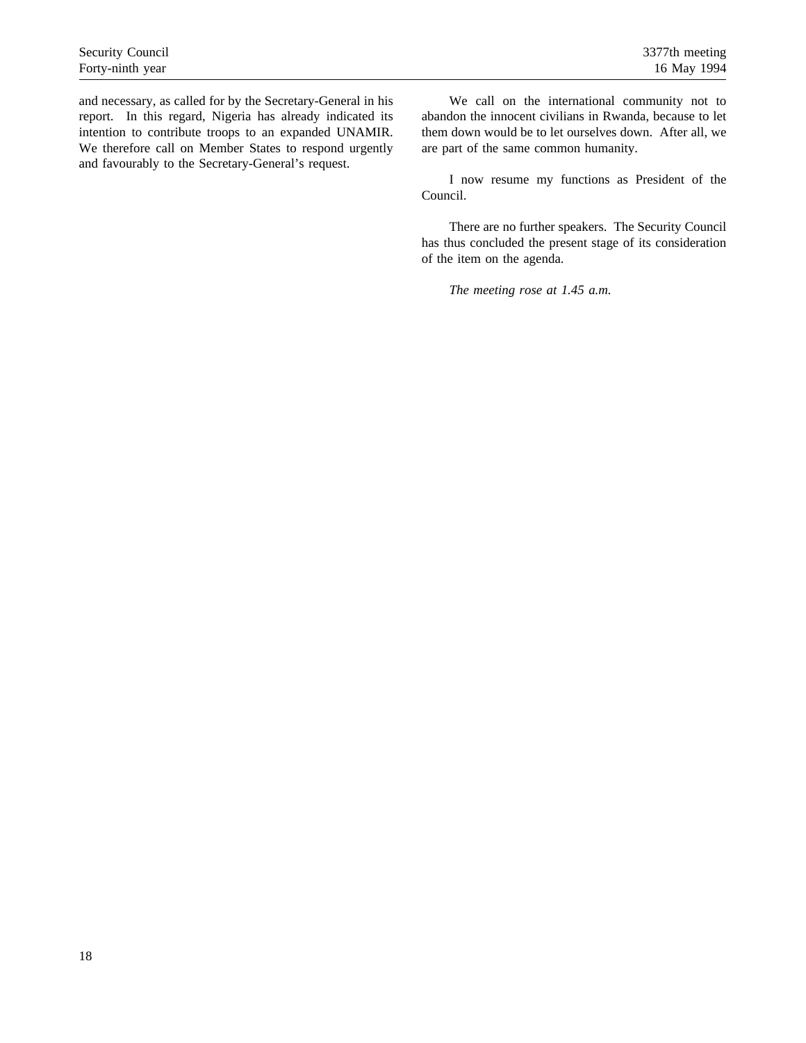and necessary, as called for by the Secretary-General in his report. In this regard, Nigeria has already indicated its intention to contribute troops to an expanded UNAMIR. We therefore call on Member States to respond urgently and favourably to the Secretary-General's request.

We call on the international community not to abandon the innocent civilians in Rwanda, because to let them down would be to let ourselves down. After all, we are part of the same common humanity.

I now resume my functions as President of the Council.

There are no further speakers. The Security Council has thus concluded the present stage of its consideration of the item on the agenda.

*The meeting rose at 1.45 a.m.*